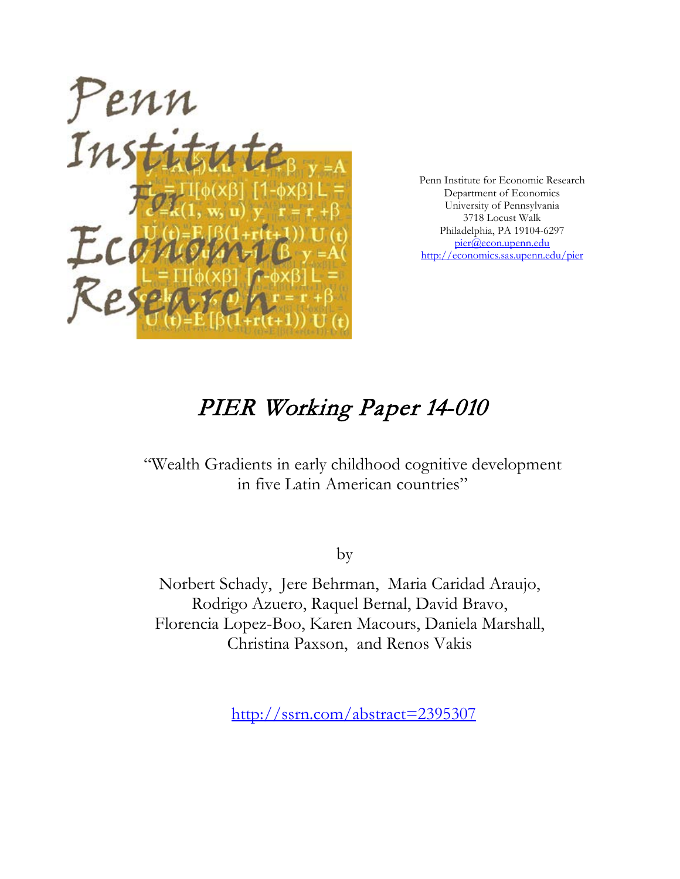Penn Institute for Economic Research
Department of Economics
University of Pennsylvania
3718 Locust Walk
Philadelphia, PA 19104-6297
pier@econ.upenn.edu
http://economics.sas.upenn.edu/pier

# *PIER Working Paper 14-010*

"Wealth Gradients in early childhood cognitive development in five Latin American countries"

by

Norbert Schady, Jere Behrman, Maria Caridad Araujo, Rodrigo Azuero, Raquel Bernal, David Bravo, Florencia Lopez-Boo, Karen Macours, Daniela Marshall, Christina Paxson, and Renos Vakis

http://ssrn.com/abstract=2395307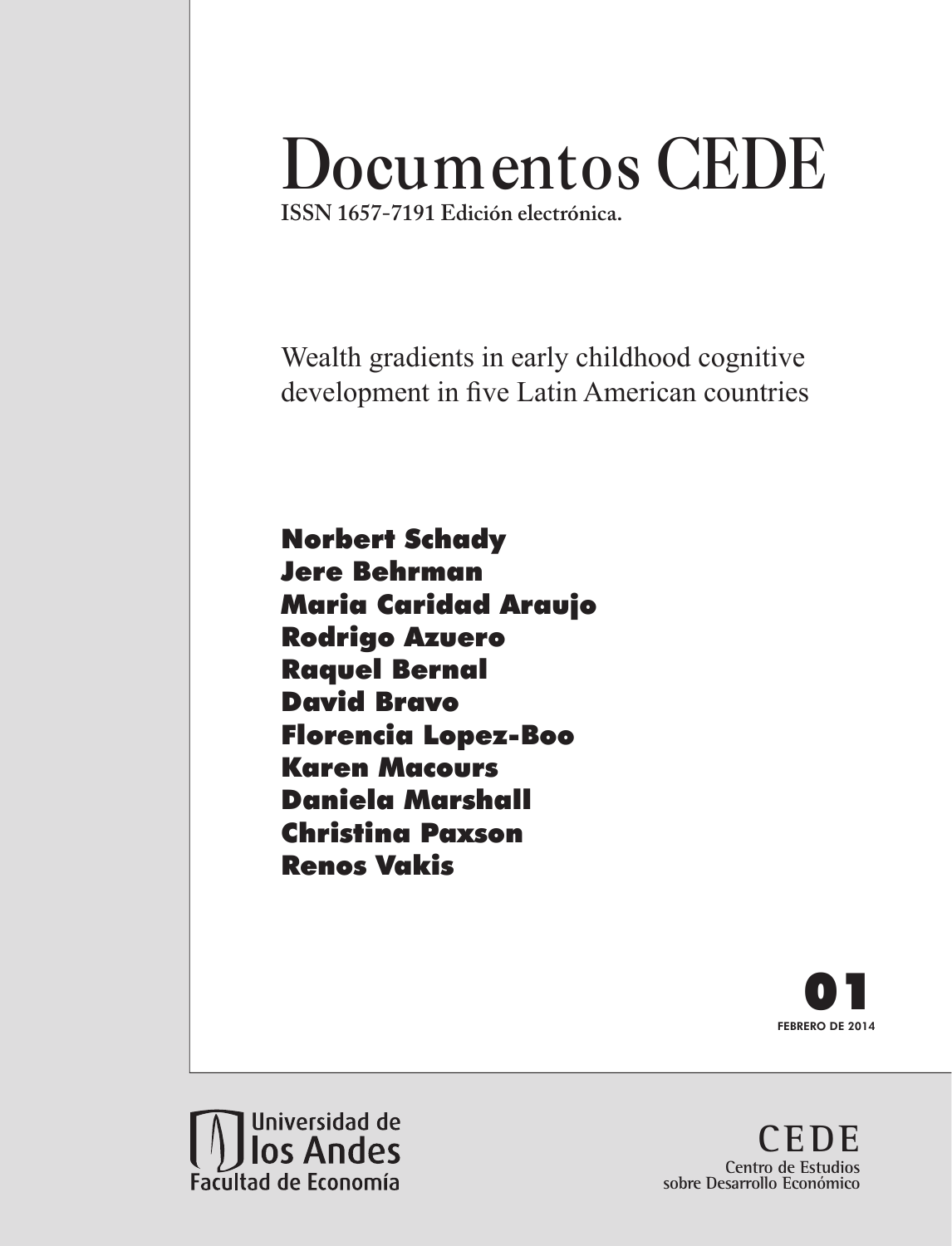# Documentos CEDE

ISSN 1657-7191 Edición electrónica.

## Wealth gradients in early childhood cognitive development in five Latin American countries

**Norbert Schady**
**Jere Behrman**
**Maria Caridad Araujo**
**Rodrigo Azuero**
**Raquel Bernal**
**David Bravo**
**Florencia Lopez-Boo**
**Karen Macours**
**Daniela Marshall**
**Christina Paxson**
**Renos Vakis**

**01**
FEBRERO DE 2014

Universidad de los Andes
Facultad de Economía

CEDE
Centro de Estudios sobre Desarrollo Económico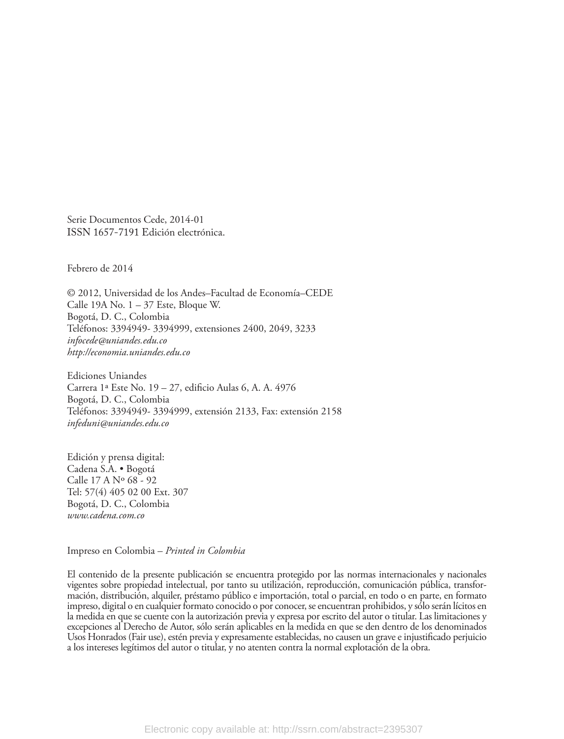Serie Documentos Cede, 2014-01
ISSN 1657-7191 Edición electrónica.

Febrero de 2014

© 2012, Universidad de los Andes–Facultad de Economía–CEDE
Calle 19A No. 1 – 37 Este, Bloque W.
Bogotá, D. C., Colombia
Teléfonos: 3394949- 3394999, extensiones 2400, 2049, 3233
*infocede@uniandes.edu.co*
*http://economia.uniandes.edu.co*

Ediciones Uniandes
Carrera 1ª Este No. 19 – 27, edificio Aulas 6, A. A. 4976
Bogotá, D. C., Colombia
Teléfonos: 3394949- 3394999, extensión 2133, Fax: extensión 2158
*infeduni@uniandes.edu.co*

Edición y prensa digital:
Cadena S.A. • Bogotá
Calle 17 A Nº 68 - 92
Tel: 57(4) 405 02 00 Ext. 307
Bogotá, D. C., Colombia
*www.cadena.com.co*

Impreso en Colombia – *Printed in Colombia*

El contenido de la presente publicación se encuentra protegido por las normas internacionales y nacionales vigentes sobre propiedad intelectual, por tanto su utilización, reproducción, comunicación pública, transformación, distribución, alquiler, préstamo público e importación, total o parcial, en todo o en parte, en formato impreso, digital o en cualquier formato conocido o por conocer, se encuentran prohibidos, y sólo serán lícitos en la medida en que se cuente con la autorización previa y expresa por escrito del autor o titular. Las limitaciones y excepciones al Derecho de Autor, sólo serán aplicables en la medida en que se den dentro de los denominados Usos Honrados (Fair use), estén previa y expresamente establecidas, no causen un grave e injustificado perjuicio a los intereses legítimos del autor o titular, y no atenten contra la normal explotación de la obra.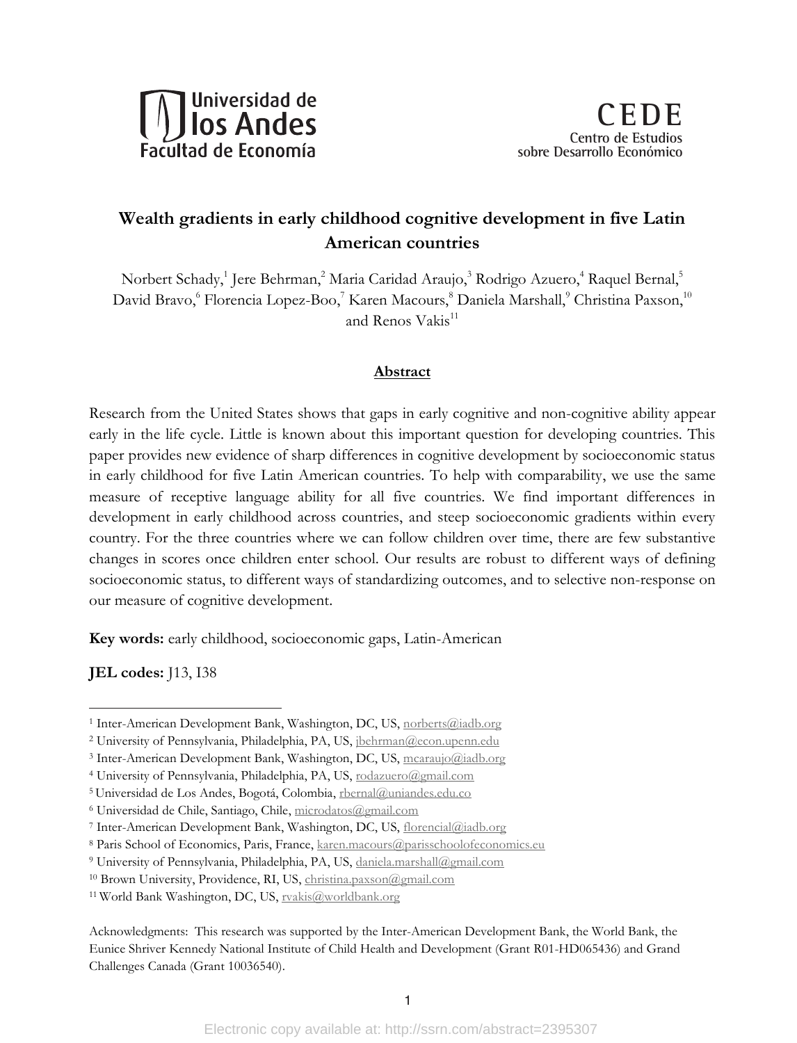# Wealth gradients in early childhood cognitive development in five Latin American countries

Norbert Schady,[1] Jere Behrman,[2] Maria Caridad Araujo,[3] Rodrigo Azuero,[4] Raquel Bernal,[5] David Bravo,[6] Florencia Lopez-Boo,[7] Karen Macours,[8] Daniela Marshall,[9] Christina Paxson,[10] and Renos Vakis[11]

## Abstract

Research from the United States shows that gaps in early cognitive and non-cognitive ability appear early in the life cycle. Little is known about this important question for developing countries. This paper provides new evidence of sharp differences in cognitive development by socioeconomic status in early childhood for five Latin American countries. To help with comparability, we use the same measure of receptive language ability for all five countries. We find important differences in development in early childhood across countries, and steep socioeconomic gradients within every country. For the three countries where we can follow children over time, there are few substantive changes in scores once children enter school. Our results are robust to different ways of defining socioeconomic status, to different ways of standardizing outcomes, and to selective non-response on our measure of cognitive development.

**Key words:** early childhood, socioeconomic gaps, Latin-American

**JEL codes:** J13, I38

---

[1] Inter-American Development Bank, Washington, DC, US, norberts@iadb.org
[2] University of Pennsylvania, Philadelphia, PA, US, jbehrman@econ.upenn.edu
[3] Inter-American Development Bank, Washington, DC, US, mcaraujo@iadb.org
[4] University of Pennsylvania, Philadelphia, PA, US, rodazuero@gmail.com
[5] Universidad de Los Andes, Bogotá, Colombia, rbernal@uniandes.edu.co
[6] Universidad de Chile, Santiago, Chile, microdatos@gmail.com
[7] Inter-American Development Bank, Washington, DC, US, florencial@iadb.org
[8] Paris School of Economics, Paris, France, karen.macours@parisschoolofeconomics.eu
[9] University of Pennsylvania, Philadelphia, PA, US, daniela.marshall@gmail.com
[10] Brown University, Providence, RI, US, christina.paxson@gmail.com
[11] World Bank Washington, DC, US, rvakis@worldbank.org

Acknowledgments: This research was supported by the Inter-American Development Bank, the World Bank, the Eunice Shriver Kennedy National Institute of Child Health and Development (Grant R01-HD065436) and Grand Challenges Canada (Grant 10036540).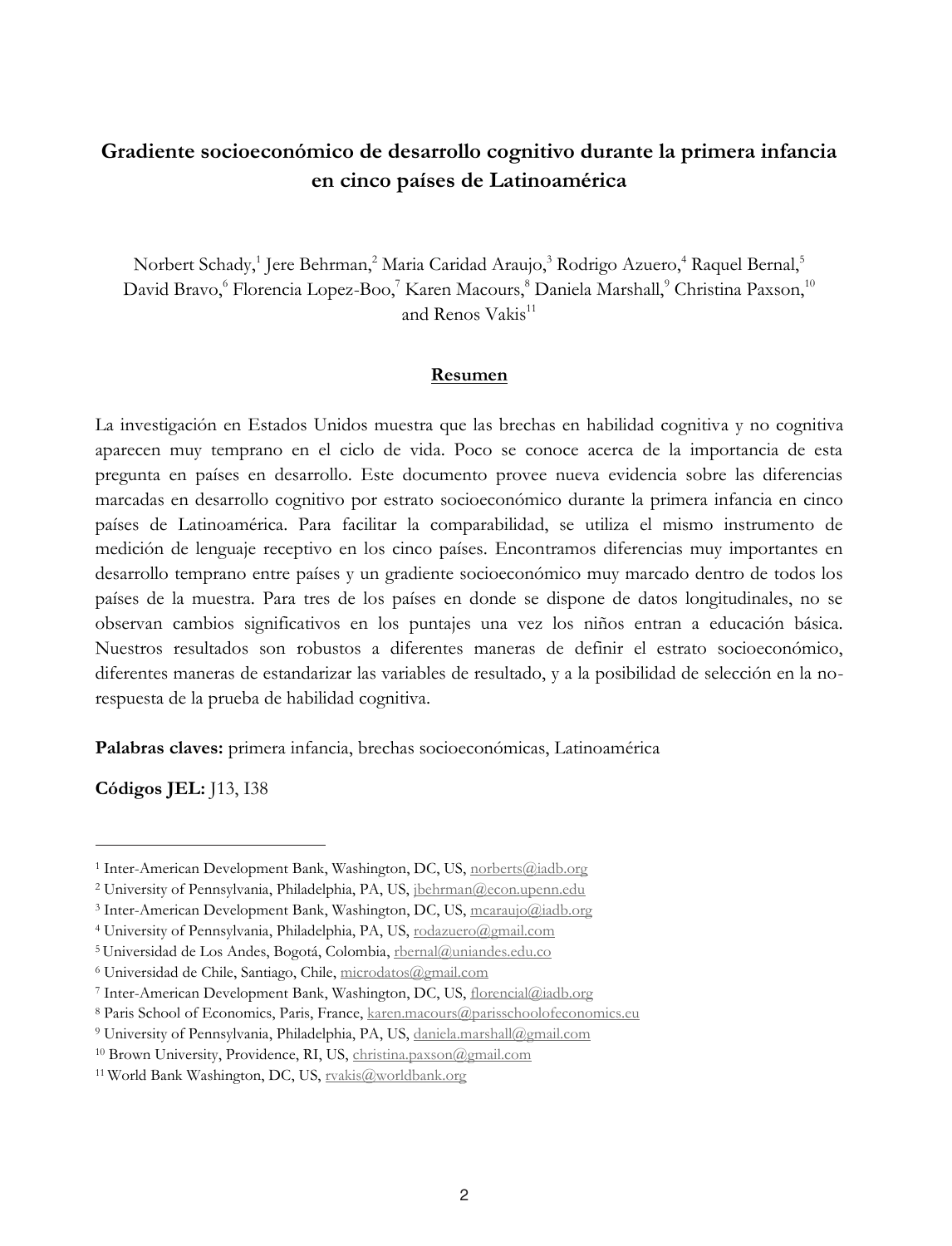# Gradiente socioeconómico de desarrollo cognitivo durante la primera infancia en cinco países de Latinoamérica

Norbert Schady,[1] Jere Behrman,[2] Maria Caridad Araujo,[3] Rodrigo Azuero,[4] Raquel Bernal,[5] David Bravo,[6] Florencia Lopez-Boo,[7] Karen Macours,[8] Daniela Marshall,[9] Christina Paxson,[10] and Renos Vakis[11]

## Resumen

La investigación en Estados Unidos muestra que las brechas en habilidad cognitiva y no cognitiva aparecen muy temprano en el ciclo de vida. Poco se conoce acerca de la importancia de esta pregunta en países en desarrollo. Este documento provee nueva evidencia sobre las diferencias marcadas en desarrollo cognitivo por estrato socioeconómico durante la primera infancia en cinco países de Latinoamérica. Para facilitar la comparabilidad, se utiliza el mismo instrumento de medición de lenguaje receptivo en los cinco países. Encontramos diferencias muy importantes en desarrollo temprano entre países y un gradiente socioeconómico muy marcado dentro de todos los países de la muestra. Para tres de los países en donde se dispone de datos longitudinales, no se observan cambios significativos en los puntajes una vez los niños entran a educación básica. Nuestros resultados son robustos a diferentes maneras de definir el estrato socioeconómico, diferentes maneras de estandarizar las variables de resultado, y a la posibilidad de selección en la no-respuesta de la prueba de habilidad cognitiva.

**Palabras claves:** primera infancia, brechas socioeconómicas, Latinoamérica

**Códigos JEL:** J13, I38

---

[1] Inter-American Development Bank, Washington, DC, US, norberts@iadb.org
[2] University of Pennsylvania, Philadelphia, PA, US, jbehrman@econ.upenn.edu
[3] Inter-American Development Bank, Washington, DC, US, mcaraujo@iadb.org
[4] University of Pennsylvania, Philadelphia, PA, US, rodazuero@gmail.com
[5] Universidad de Los Andes, Bogotá, Colombia, rbernal@uniandes.edu.co
[6] Universidad de Chile, Santiago, Chile, microdatos@gmail.com
[7] Inter-American Development Bank, Washington, DC, US, florencial@iadb.org
[8] Paris School of Economics, Paris, France, karen.macours@parisschoolofeconomics.eu
[9] University of Pennsylvania, Philadelphia, PA, US, daniela.marshall@gmail.com
[10] Brown University, Providence, RI, US, christina.paxson@gmail.com
[11] World Bank Washington, DC, US, rvakis@worldbank.org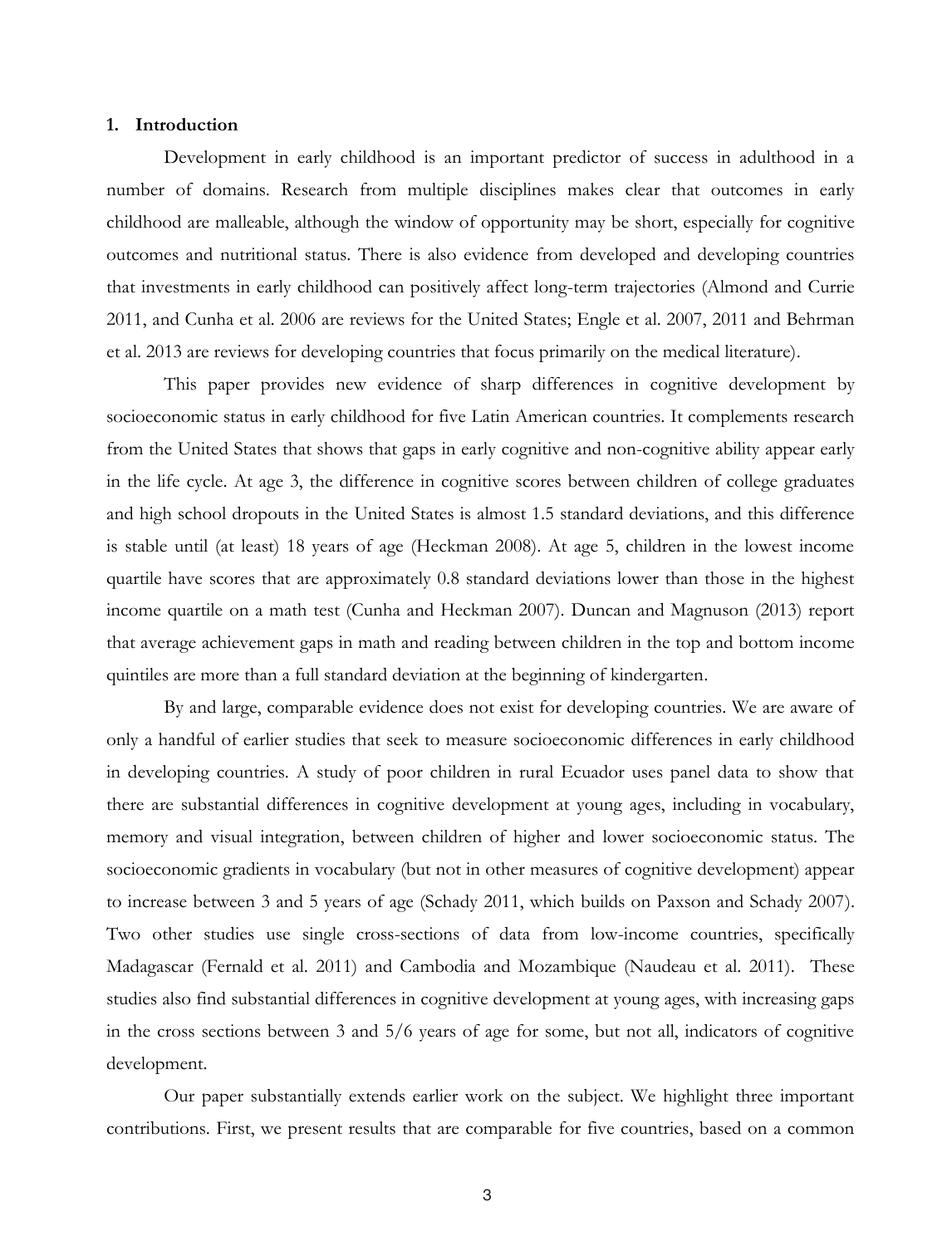## 1. Introduction

Development in early childhood is an important predictor of success in adulthood in a number of domains. Research from multiple disciplines makes clear that outcomes in early childhood are malleable, although the window of opportunity may be short, especially for cognitive outcomes and nutritional status. There is also evidence from developed and developing countries that investments in early childhood can positively affect long-term trajectories (Almond and Currie 2011, and Cunha et al. 2006 are reviews for the United States; Engle et al. 2007, 2011 and Behrman et al. 2013 are reviews for developing countries that focus primarily on the medical literature).

This paper provides new evidence of sharp differences in cognitive development by socioeconomic status in early childhood for five Latin American countries. It complements research from the United States that shows that gaps in early cognitive and non-cognitive ability appear early in the life cycle. At age 3, the difference in cognitive scores between children of college graduates and high school dropouts in the United States is almost 1.5 standard deviations, and this difference is stable until (at least) 18 years of age (Heckman 2008). At age 5, children in the lowest income quartile have scores that are approximately 0.8 standard deviations lower than those in the highest income quartile on a math test (Cunha and Heckman 2007). Duncan and Magnuson (2013) report that average achievement gaps in math and reading between children in the top and bottom income quintiles are more than a full standard deviation at the beginning of kindergarten.

By and large, comparable evidence does not exist for developing countries. We are aware of only a handful of earlier studies that seek to measure socioeconomic differences in early childhood in developing countries. A study of poor children in rural Ecuador uses panel data to show that there are substantial differences in cognitive development at young ages, including in vocabulary, memory and visual integration, between children of higher and lower socioeconomic status. The socioeconomic gradients in vocabulary (but not in other measures of cognitive development) appear to increase between 3 and 5 years of age (Schady 2011, which builds on Paxson and Schady 2007). Two other studies use single cross-sections of data from low-income countries, specifically Madagascar (Fernald et al. 2011) and Cambodia and Mozambique (Naudeau et al. 2011). These studies also find substantial differences in cognitive development at young ages, with increasing gaps in the cross sections between 3 and 5/6 years of age for some, but not all, indicators of cognitive development.

Our paper substantially extends earlier work on the subject. We highlight three important contributions. First, we present results that are comparable for five countries, based on a common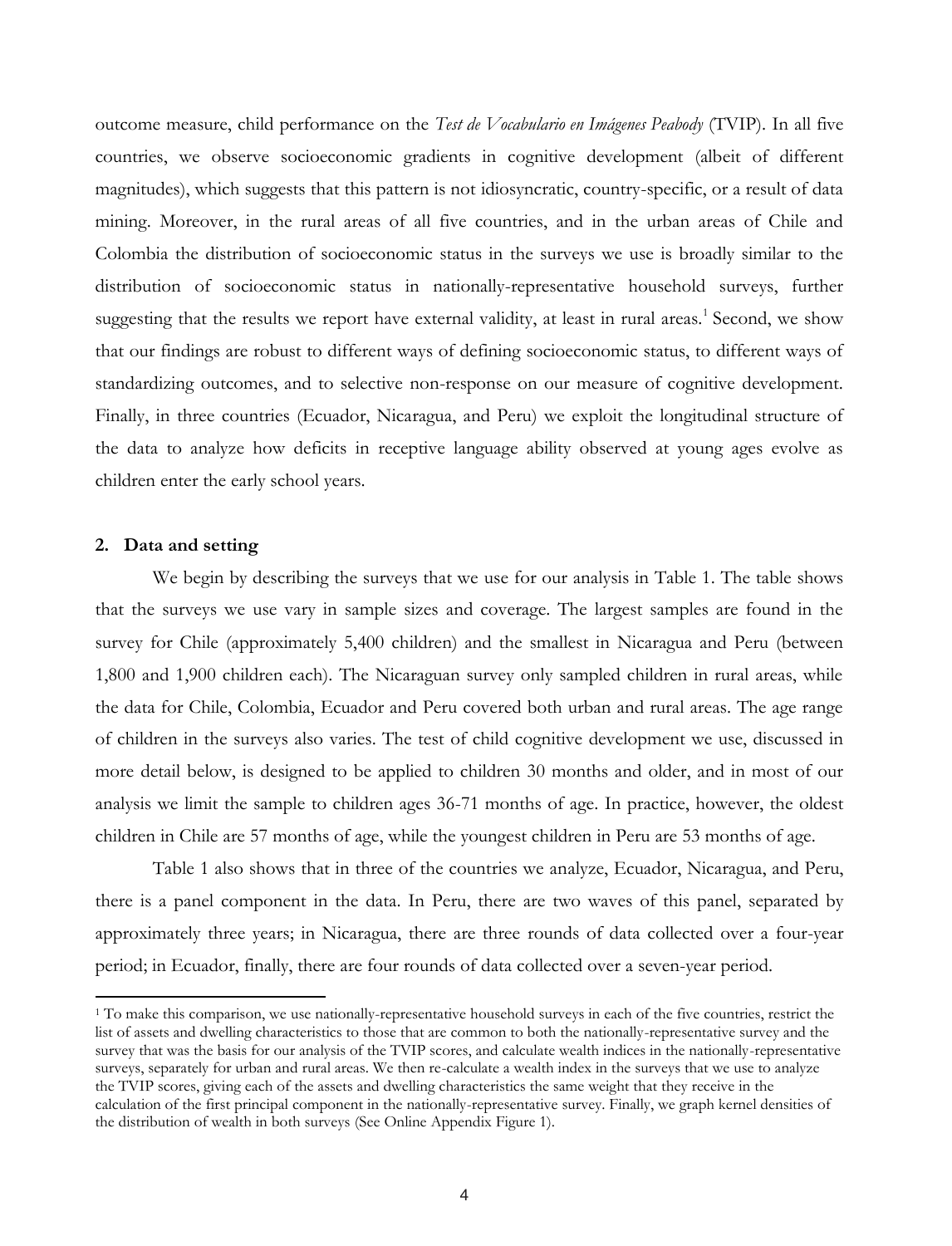outcome measure, child performance on the *Test de Vocabulario en Imágenes Peabody* (TVIP). In all five countries, we observe socioeconomic gradients in cognitive development (albeit of different magnitudes), which suggests that this pattern is not idiosyncratic, country-specific, or a result of data mining. Moreover, in the rural areas of all five countries, and in the urban areas of Chile and Colombia the distribution of socioeconomic status in the surveys we use is broadly similar to the distribution of socioeconomic status in nationally-representative household surveys, further suggesting that the results we report have external validity, at least in rural areas.[1] Second, we show that our findings are robust to different ways of defining socioeconomic status, to different ways of standardizing outcomes, and to selective non-response on our measure of cognitive development. Finally, in three countries (Ecuador, Nicaragua, and Peru) we exploit the longitudinal structure of the data to analyze how deficits in receptive language ability observed at young ages evolve as children enter the early school years.

## 2. Data and setting

We begin by describing the surveys that we use for our analysis in Table 1. The table shows that the surveys we use vary in sample sizes and coverage. The largest samples are found in the survey for Chile (approximately 5,400 children) and the smallest in Nicaragua and Peru (between 1,800 and 1,900 children each). The Nicaraguan survey only sampled children in rural areas, while the data for Chile, Colombia, Ecuador and Peru covered both urban and rural areas. The age range of children in the surveys also varies. The test of child cognitive development we use, discussed in more detail below, is designed to be applied to children 30 months and older, and in most of our analysis we limit the sample to children ages 36-71 months of age. In practice, however, the oldest children in Chile are 57 months of age, while the youngest children in Peru are 53 months of age.

Table 1 also shows that in three of the countries we analyze, Ecuador, Nicaragua, and Peru, there is a panel component in the data. In Peru, there are two waves of this panel, separated by approximately three years; in Nicaragua, there are three rounds of data collected over a four-year period; in Ecuador, finally, there are four rounds of data collected over a seven-year period.

[1] To make this comparison, we use nationally-representative household surveys in each of the five countries, restrict the list of assets and dwelling characteristics to those that are common to both the nationally-representative survey and the survey that was the basis for our analysis of the TVIP scores, and calculate wealth indices in the nationally-representative surveys, separately for urban and rural areas. We then re-calculate a wealth index in the surveys that we use to analyze the TVIP scores, giving each of the assets and dwelling characteristics the same weight that they receive in the calculation of the first principal component in the nationally-representative survey. Finally, we graph kernel densities of the distribution of wealth in both surveys (See Online Appendix Figure 1).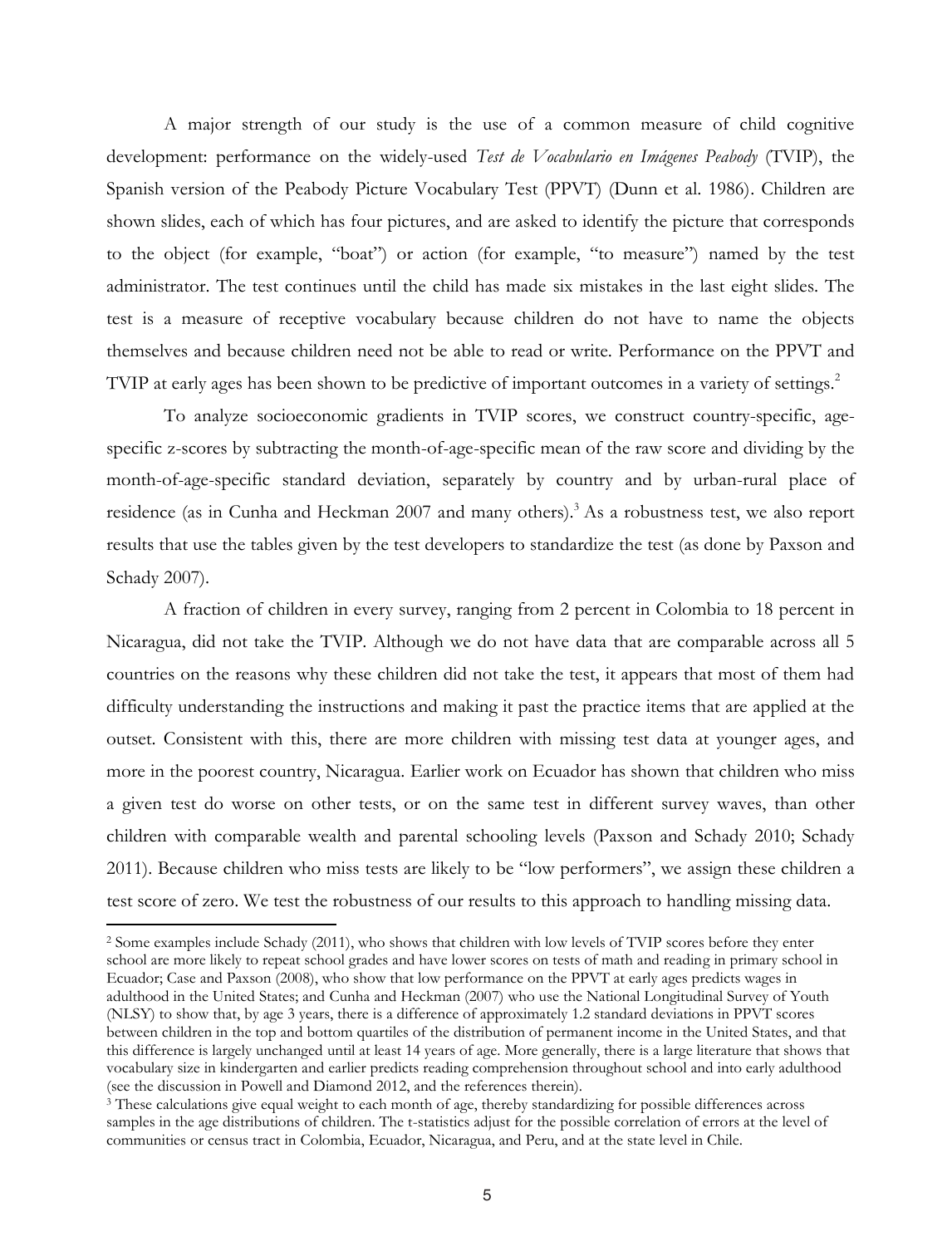A major strength of our study is the use of a common measure of child cognitive development: performance on the widely-used *Test de Vocabulario en Imágenes Peabody* (TVIP), the Spanish version of the Peabody Picture Vocabulary Test (PPVT) (Dunn et al. 1986). Children are shown slides, each of which has four pictures, and are asked to identify the picture that corresponds to the object (for example, "boat") or action (for example, "to measure") named by the test administrator. The test continues until the child has made six mistakes in the last eight slides. The test is a measure of receptive vocabulary because children do not have to name the objects themselves and because children need not be able to read or write. Performance on the PPVT and TVIP at early ages has been shown to be predictive of important outcomes in a variety of settings.[2]

To analyze socioeconomic gradients in TVIP scores, we construct country-specific, age-specific z-scores by subtracting the month-of-age-specific mean of the raw score and dividing by the month-of-age-specific standard deviation, separately by country and by urban-rural place of residence (as in Cunha and Heckman 2007 and many others).[3] As a robustness test, we also report results that use the tables given by the test developers to standardize the test (as done by Paxson and Schady 2007).

A fraction of children in every survey, ranging from 2 percent in Colombia to 18 percent in Nicaragua, did not take the TVIP. Although we do not have data that are comparable across all 5 countries on the reasons why these children did not take the test, it appears that most of them had difficulty understanding the instructions and making it past the practice items that are applied at the outset. Consistent with this, there are more children with missing test data at younger ages, and more in the poorest country, Nicaragua. Earlier work on Ecuador has shown that children who miss a given test do worse on other tests, or on the same test in different survey waves, than other children with comparable wealth and parental schooling levels (Paxson and Schady 2010; Schady 2011). Because children who miss tests are likely to be "low performers", we assign these children a test score of zero. We test the robustness of our results to this approach to handling missing data.

---

[2] Some examples include Schady (2011), who shows that children with low levels of TVIP scores before they enter school are more likely to repeat school grades and have lower scores on tests of math and reading in primary school in Ecuador; Case and Paxson (2008), who show that low performance on the PPVT at early ages predicts wages in adulthood in the United States; and Cunha and Heckman (2007) who use the National Longitudinal Survey of Youth (NLSY) to show that, by age 3 years, there is a difference of approximately 1.2 standard deviations in PPVT scores between children in the top and bottom quartiles of the distribution of permanent income in the United States, and that this difference is largely unchanged until at least 14 years of age. More generally, there is a large literature that shows that vocabulary size in kindergarten and earlier predicts reading comprehension throughout school and into early adulthood (see the discussion in Powell and Diamond 2012, and the references therein).

[3] These calculations give equal weight to each month of age, thereby standardizing for possible differences across samples in the age distributions of children. The t-statistics adjust for the possible correlation of errors at the level of communities or census tract in Colombia, Ecuador, Nicaragua, and Peru, and at the state level in Chile.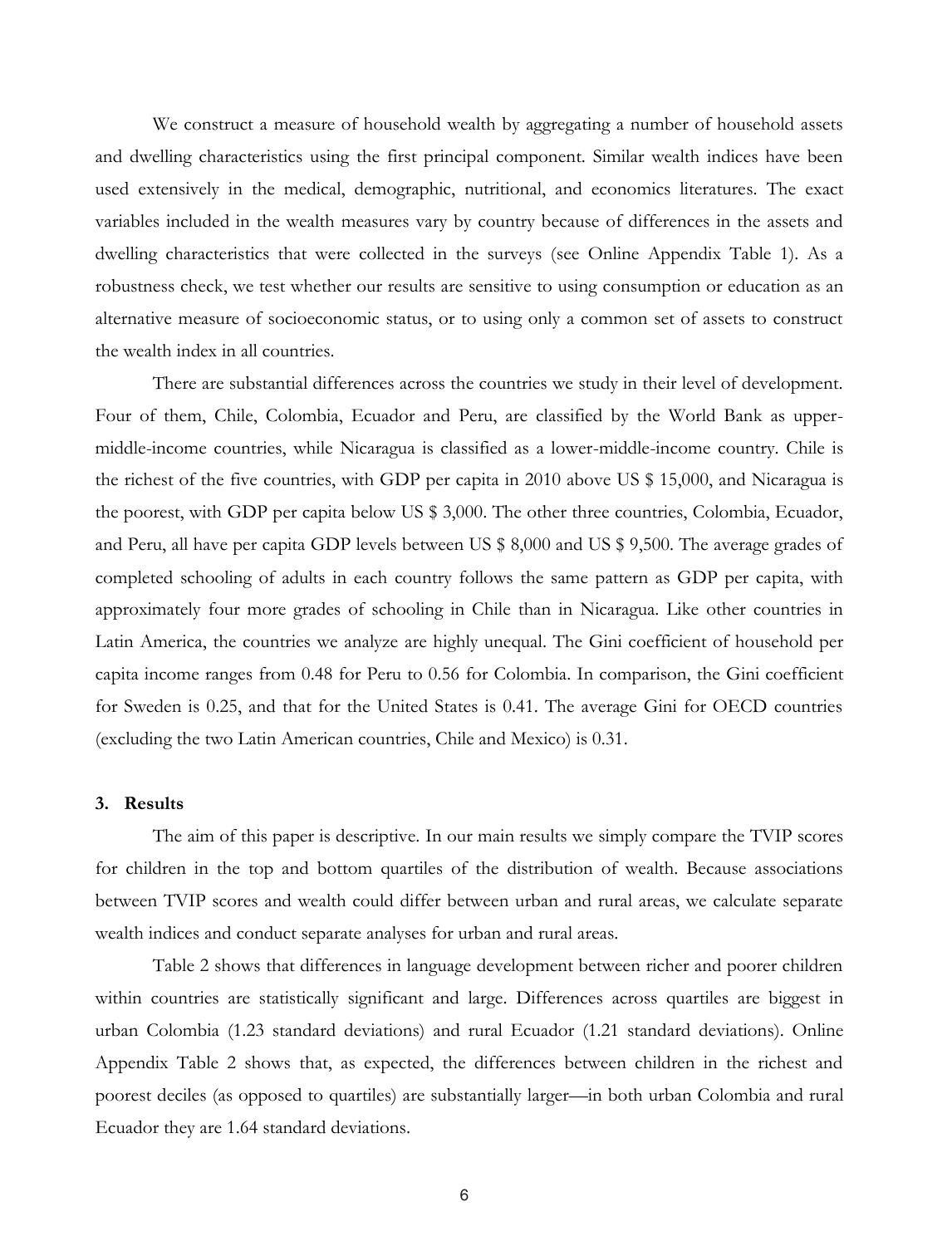We construct a measure of household wealth by aggregating a number of household assets and dwelling characteristics using the first principal component. Similar wealth indices have been used extensively in the medical, demographic, nutritional, and economics literatures. The exact variables included in the wealth measures vary by country because of differences in the assets and dwelling characteristics that were collected in the surveys (see Online Appendix Table 1). As a robustness check, we test whether our results are sensitive to using consumption or education as an alternative measure of socioeconomic status, or to using only a common set of assets to construct the wealth index in all countries.

There are substantial differences across the countries we study in their level of development. Four of them, Chile, Colombia, Ecuador and Peru, are classified by the World Bank as upper-middle-income countries, while Nicaragua is classified as a lower-middle-income country. Chile is the richest of the five countries, with GDP per capita in 2010 above US $ 15,000, and Nicaragua is the poorest, with GDP per capita below US $ 3,000. The other three countries, Colombia, Ecuador, and Peru, all have per capita GDP levels between US $ 8,000 and US $ 9,500. The average grades of completed schooling of adults in each country follows the same pattern as GDP per capita, with approximately four more grades of schooling in Chile than in Nicaragua. Like other countries in Latin America, the countries we analyze are highly unequal. The Gini coefficient of household per capita income ranges from 0.48 for Peru to 0.56 for Colombia. In comparison, the Gini coefficient for Sweden is 0.25, and that for the United States is 0.41. The average Gini for OECD countries (excluding the two Latin American countries, Chile and Mexico) is 0.31.

## 3. Results

The aim of this paper is descriptive. In our main results we simply compare the TVIP scores for children in the top and bottom quartiles of the distribution of wealth. Because associations between TVIP scores and wealth could differ between urban and rural areas, we calculate separate wealth indices and conduct separate analyses for urban and rural areas.

Table 2 shows that differences in language development between richer and poorer children within countries are statistically significant and large. Differences across quartiles are biggest in urban Colombia (1.23 standard deviations) and rural Ecuador (1.21 standard deviations). Online Appendix Table 2 shows that, as expected, the differences between children in the richest and poorest deciles (as opposed to quartiles) are substantially larger—in both urban Colombia and rural Ecuador they are 1.64 standard deviations.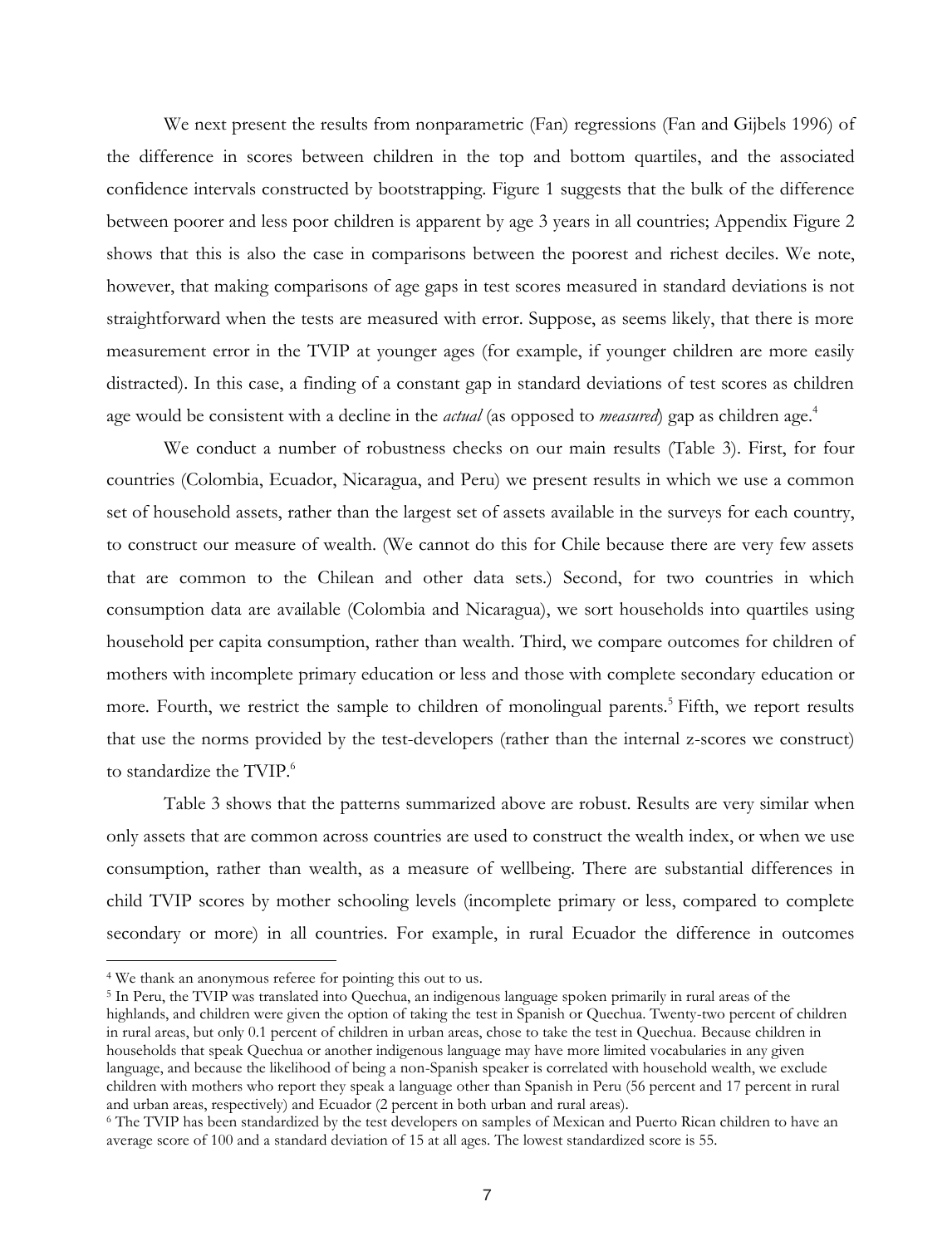We next present the results from nonparametric (Fan) regressions (Fan and Gijbels 1996) of the difference in scores between children in the top and bottom quartiles, and the associated confidence intervals constructed by bootstrapping. Figure 1 suggests that the bulk of the difference between poorer and less poor children is apparent by age 3 years in all countries; Appendix Figure 2 shows that this is also the case in comparisons between the poorest and richest deciles. We note, however, that making comparisons of age gaps in test scores measured in standard deviations is not straightforward when the tests are measured with error. Suppose, as seems likely, that there is more measurement error in the TVIP at younger ages (for example, if younger children are more easily distracted). In this case, a finding of a constant gap in standard deviations of test scores as children age would be consistent with a decline in the *actual* (as opposed to *measured*) gap as children age.[4]

We conduct a number of robustness checks on our main results (Table 3). First, for four countries (Colombia, Ecuador, Nicaragua, and Peru) we present results in which we use a common set of household assets, rather than the largest set of assets available in the surveys for each country, to construct our measure of wealth. (We cannot do this for Chile because there are very few assets that are common to the Chilean and other data sets.) Second, for two countries in which consumption data are available (Colombia and Nicaragua), we sort households into quartiles using household per capita consumption, rather than wealth. Third, we compare outcomes for children of mothers with incomplete primary education or less and those with complete secondary education or more. Fourth, we restrict the sample to children of monolingual parents.[5] Fifth, we report results that use the norms provided by the test-developers (rather than the internal z-scores we construct) to standardize the TVIP.[6]

Table 3 shows that the patterns summarized above are robust. Results are very similar when only assets that are common across countries are used to construct the wealth index, or when we use consumption, rather than wealth, as a measure of wellbeing. There are substantial differences in child TVIP scores by mother schooling levels (incomplete primary or less, compared to complete secondary or more) in all countries. For example, in rural Ecuador the difference in outcomes

---

[4] We thank an anonymous referee for pointing this out to us.

[5] In Peru, the TVIP was translated into Quechua, an indigenous language spoken primarily in rural areas of the highlands, and children were given the option of taking the test in Spanish or Quechua. Twenty-two percent of children in rural areas, but only 0.1 percent of children in urban areas, chose to take the test in Quechua. Because children in households that speak Quechua or another indigenous language may have more limited vocabularies in any given language, and because the likelihood of being a non-Spanish speaker is correlated with household wealth, we exclude children with mothers who report they speak a language other than Spanish in Peru (56 percent and 17 percent in rural and urban areas, respectively) and Ecuador (2 percent in both urban and rural areas).

[6] The TVIP has been standardized by the test developers on samples of Mexican and Puerto Rican children to have an average score of 100 and a standard deviation of 15 at all ages. The lowest standardized score is 55.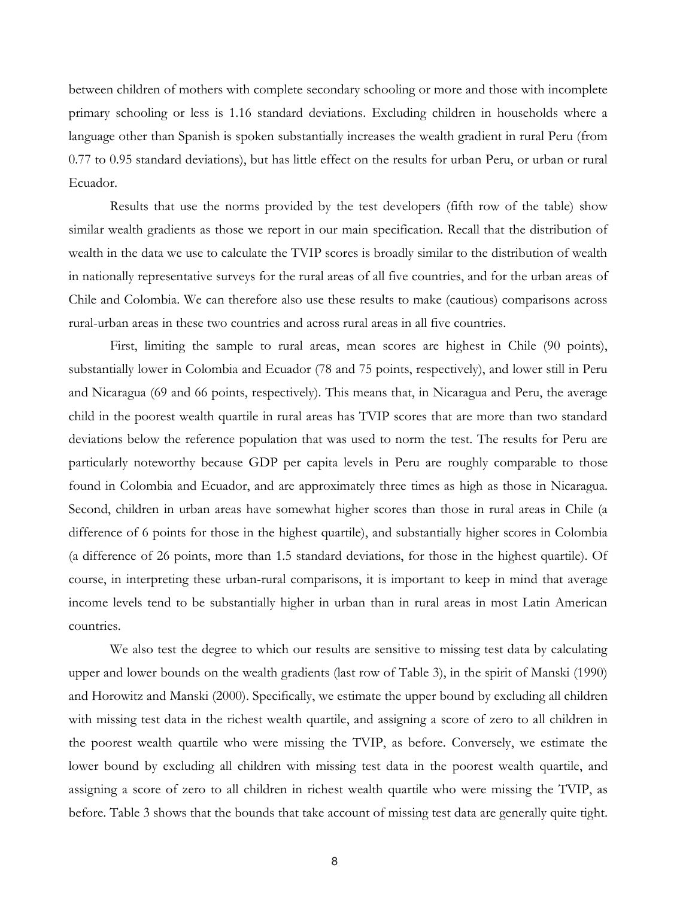between children of mothers with complete secondary schooling or more and those with incomplete primary schooling or less is 1.16 standard deviations. Excluding children in households where a language other than Spanish is spoken substantially increases the wealth gradient in rural Peru (from 0.77 to 0.95 standard deviations), but has little effect on the results for urban Peru, or urban or rural Ecuador.

Results that use the norms provided by the test developers (fifth row of the table) show similar wealth gradients as those we report in our main specification. Recall that the distribution of wealth in the data we use to calculate the TVIP scores is broadly similar to the distribution of wealth in nationally representative surveys for the rural areas of all five countries, and for the urban areas of Chile and Colombia. We can therefore also use these results to make (cautious) comparisons across rural-urban areas in these two countries and across rural areas in all five countries.

First, limiting the sample to rural areas, mean scores are highest in Chile (90 points), substantially lower in Colombia and Ecuador (78 and 75 points, respectively), and lower still in Peru and Nicaragua (69 and 66 points, respectively). This means that, in Nicaragua and Peru, the average child in the poorest wealth quartile in rural areas has TVIP scores that are more than two standard deviations below the reference population that was used to norm the test. The results for Peru are particularly noteworthy because GDP per capita levels in Peru are roughly comparable to those found in Colombia and Ecuador, and are approximately three times as high as those in Nicaragua. Second, children in urban areas have somewhat higher scores than those in rural areas in Chile (a difference of 6 points for those in the highest quartile), and substantially higher scores in Colombia (a difference of 26 points, more than 1.5 standard deviations, for those in the highest quartile). Of course, in interpreting these urban-rural comparisons, it is important to keep in mind that average income levels tend to be substantially higher in urban than in rural areas in most Latin American countries.

We also test the degree to which our results are sensitive to missing test data by calculating upper and lower bounds on the wealth gradients (last row of Table 3), in the spirit of Manski (1990) and Horowitz and Manski (2000). Specifically, we estimate the upper bound by excluding all children with missing test data in the richest wealth quartile, and assigning a score of zero to all children in the poorest wealth quartile who were missing the TVIP, as before. Conversely, we estimate the lower bound by excluding all children with missing test data in the poorest wealth quartile, and assigning a score of zero to all children in richest wealth quartile who were missing the TVIP, as before. Table 3 shows that the bounds that take account of missing test data are generally quite tight.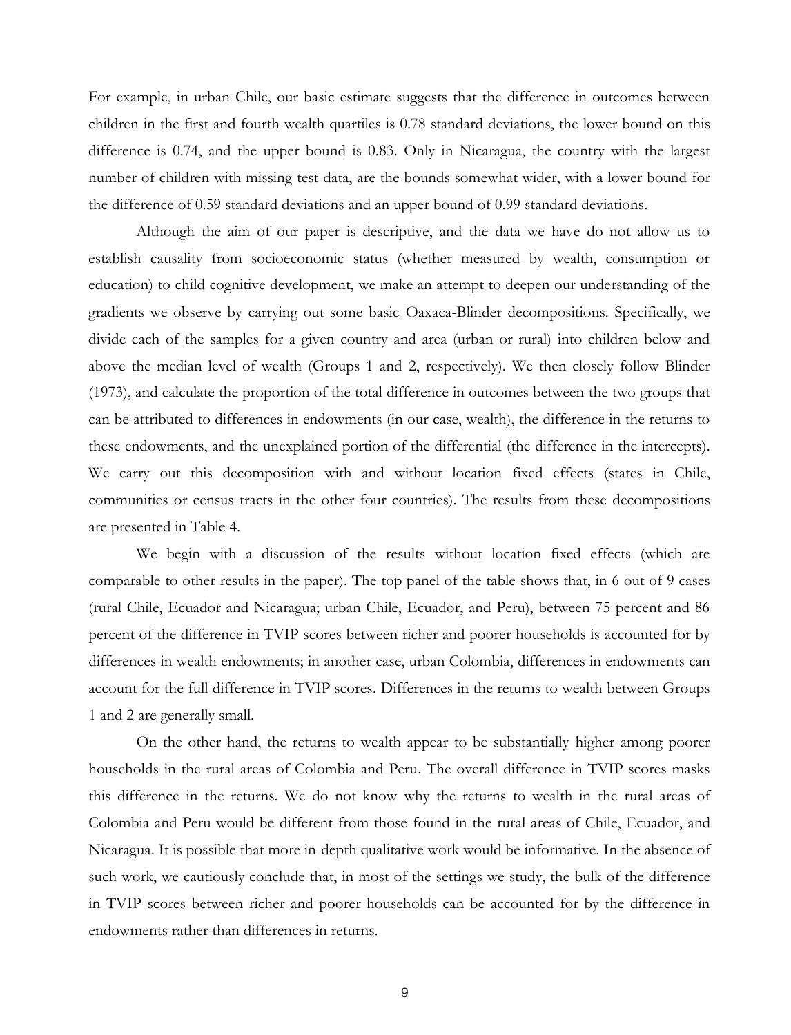For example, in urban Chile, our basic estimate suggests that the difference in outcomes between children in the first and fourth wealth quartiles is 0.78 standard deviations, the lower bound on this difference is 0.74, and the upper bound is 0.83. Only in Nicaragua, the country with the largest number of children with missing test data, are the bounds somewhat wider, with a lower bound for the difference of 0.59 standard deviations and an upper bound of 0.99 standard deviations.

Although the aim of our paper is descriptive, and the data we have do not allow us to establish causality from socioeconomic status (whether measured by wealth, consumption or education) to child cognitive development, we make an attempt to deepen our understanding of the gradients we observe by carrying out some basic Oaxaca-Blinder decompositions. Specifically, we divide each of the samples for a given country and area (urban or rural) into children below and above the median level of wealth (Groups 1 and 2, respectively). We then closely follow Blinder (1973), and calculate the proportion of the total difference in outcomes between the two groups that can be attributed to differences in endowments (in our case, wealth), the difference in the returns to these endowments, and the unexplained portion of the differential (the difference in the intercepts). We carry out this decomposition with and without location fixed effects (states in Chile, communities or census tracts in the other four countries). The results from these decompositions are presented in Table 4.

We begin with a discussion of the results without location fixed effects (which are comparable to other results in the paper). The top panel of the table shows that, in 6 out of 9 cases (rural Chile, Ecuador and Nicaragua; urban Chile, Ecuador, and Peru), between 75 percent and 86 percent of the difference in TVIP scores between richer and poorer households is accounted for by differences in wealth endowments; in another case, urban Colombia, differences in endowments can account for the full difference in TVIP scores. Differences in the returns to wealth between Groups 1 and 2 are generally small.

On the other hand, the returns to wealth appear to be substantially higher among poorer households in the rural areas of Colombia and Peru. The overall difference in TVIP scores masks this difference in the returns. We do not know why the returns to wealth in the rural areas of Colombia and Peru would be different from those found in the rural areas of Chile, Ecuador, and Nicaragua. It is possible that more in-depth qualitative work would be informative. In the absence of such work, we cautiously conclude that, in most of the settings we study, the bulk of the difference in TVIP scores between richer and poorer households can be accounted for by the difference in endowments rather than differences in returns.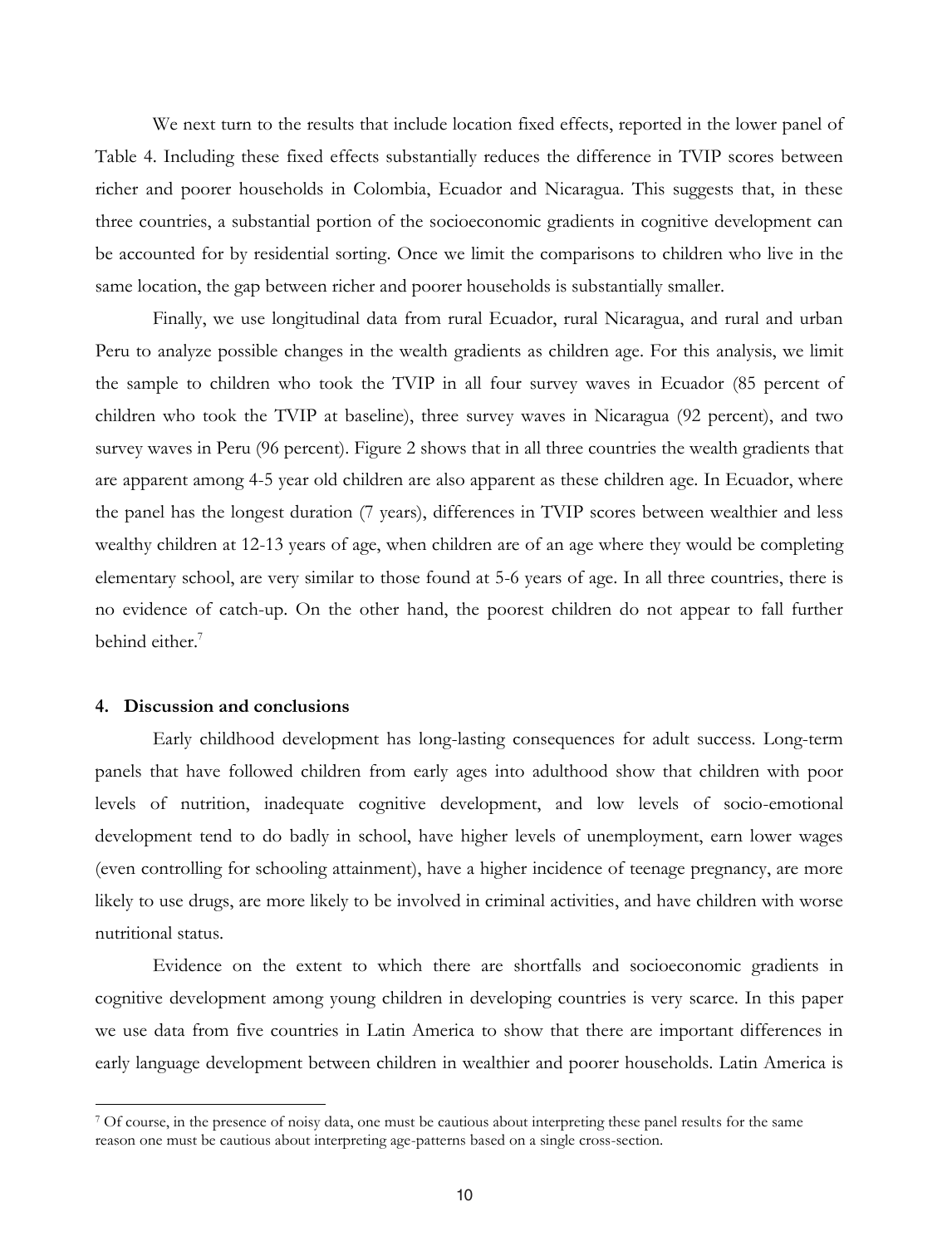We next turn to the results that include location fixed effects, reported in the lower panel of Table 4. Including these fixed effects substantially reduces the difference in TVIP scores between richer and poorer households in Colombia, Ecuador and Nicaragua. This suggests that, in these three countries, a substantial portion of the socioeconomic gradients in cognitive development can be accounted for by residential sorting. Once we limit the comparisons to children who live in the same location, the gap between richer and poorer households is substantially smaller.

Finally, we use longitudinal data from rural Ecuador, rural Nicaragua, and rural and urban Peru to analyze possible changes in the wealth gradients as children age. For this analysis, we limit the sample to children who took the TVIP in all four survey waves in Ecuador (85 percent of children who took the TVIP at baseline), three survey waves in Nicaragua (92 percent), and two survey waves in Peru (96 percent). Figure 2 shows that in all three countries the wealth gradients that are apparent among 4-5 year old children are also apparent as these children age. In Ecuador, where the panel has the longest duration (7 years), differences in TVIP scores between wealthier and less wealthy children at 12-13 years of age, when children are of an age where they would be completing elementary school, are very similar to those found at 5-6 years of age. In all three countries, there is no evidence of catch-up. On the other hand, the poorest children do not appear to fall further behind either.[7]

## 4. Discussion and conclusions

Early childhood development has long-lasting consequences for adult success. Long-term panels that have followed children from early ages into adulthood show that children with poor levels of nutrition, inadequate cognitive development, and low levels of socio-emotional development tend to do badly in school, have higher levels of unemployment, earn lower wages (even controlling for schooling attainment), have a higher incidence of teenage pregnancy, are more likely to use drugs, are more likely to be involved in criminal activities, and have children with worse nutritional status.

Evidence on the extent to which there are shortfalls and socioeconomic gradients in cognitive development among young children in developing countries is very scarce. In this paper we use data from five countries in Latin America to show that there are important differences in early language development between children in wealthier and poorer households. Latin America is

[7] Of course, in the presence of noisy data, one must be cautious about interpreting these panel results for the same reason one must be cautious about interpreting age-patterns based on a single cross-section.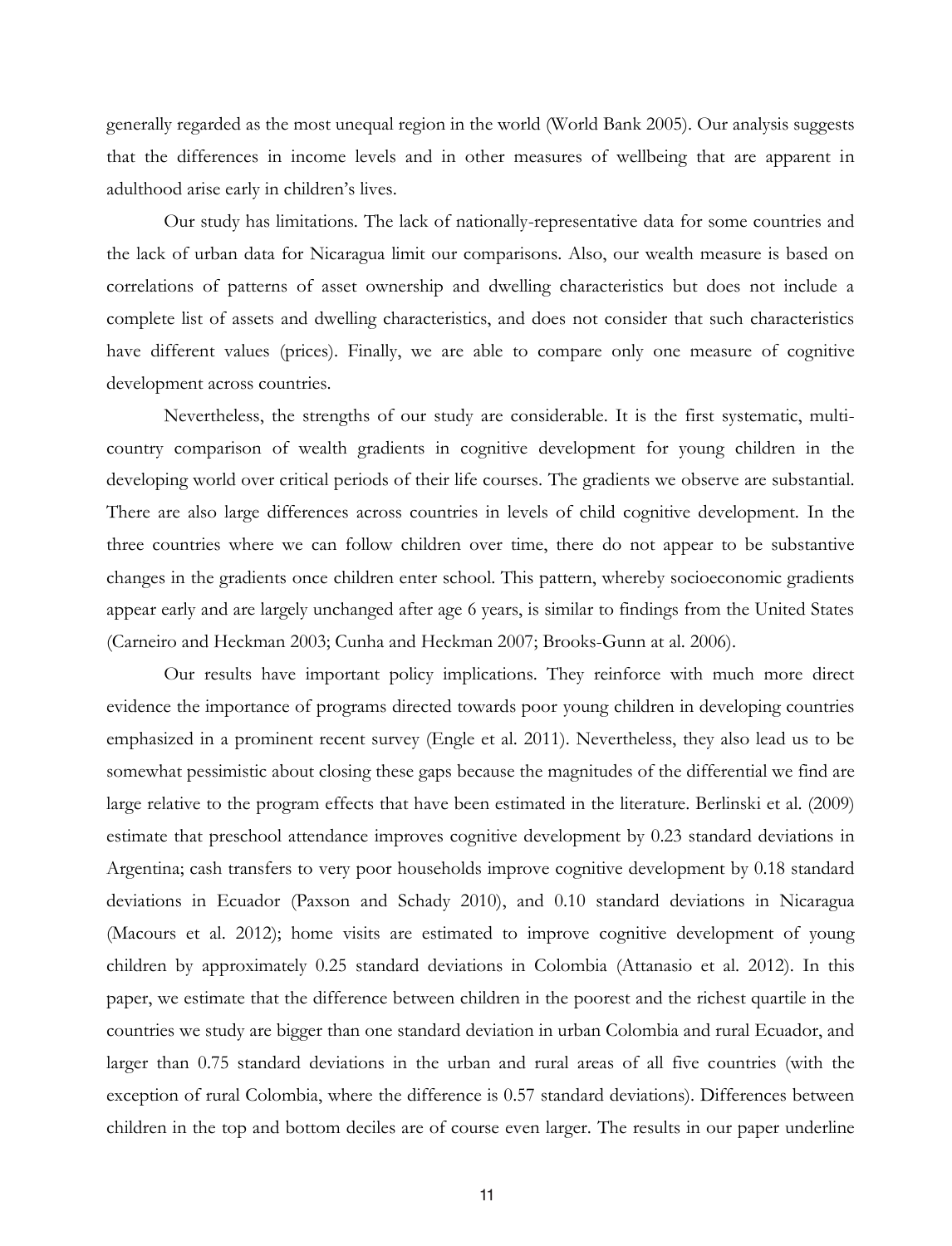generally regarded as the most unequal region in the world (World Bank 2005). Our analysis suggests that the differences in income levels and in other measures of wellbeing that are apparent in adulthood arise early in children's lives.

Our study has limitations. The lack of nationally-representative data for some countries and the lack of urban data for Nicaragua limit our comparisons. Also, our wealth measure is based on correlations of patterns of asset ownership and dwelling characteristics but does not include a complete list of assets and dwelling characteristics, and does not consider that such characteristics have different values (prices). Finally, we are able to compare only one measure of cognitive development across countries.

Nevertheless, the strengths of our study are considerable. It is the first systematic, multi-country comparison of wealth gradients in cognitive development for young children in the developing world over critical periods of their life courses. The gradients we observe are substantial. There are also large differences across countries in levels of child cognitive development. In the three countries where we can follow children over time, there do not appear to be substantive changes in the gradients once children enter school. This pattern, whereby socioeconomic gradients appear early and are largely unchanged after age 6 years, is similar to findings from the United States (Carneiro and Heckman 2003; Cunha and Heckman 2007; Brooks-Gunn at al. 2006).

Our results have important policy implications. They reinforce with much more direct evidence the importance of programs directed towards poor young children in developing countries emphasized in a prominent recent survey (Engle et al. 2011). Nevertheless, they also lead us to be somewhat pessimistic about closing these gaps because the magnitudes of the differential we find are large relative to the program effects that have been estimated in the literature. Berlinski et al. (2009) estimate that preschool attendance improves cognitive development by 0.23 standard deviations in Argentina; cash transfers to very poor households improve cognitive development by 0.18 standard deviations in Ecuador (Paxson and Schady 2010), and 0.10 standard deviations in Nicaragua (Macours et al. 2012); home visits are estimated to improve cognitive development of young children by approximately 0.25 standard deviations in Colombia (Attanasio et al. 2012). In this paper, we estimate that the difference between children in the poorest and the richest quartile in the countries we study are bigger than one standard deviation in urban Colombia and rural Ecuador, and larger than 0.75 standard deviations in the urban and rural areas of all five countries (with the exception of rural Colombia, where the difference is 0.57 standard deviations). Differences between children in the top and bottom deciles are of course even larger. The results in our paper underline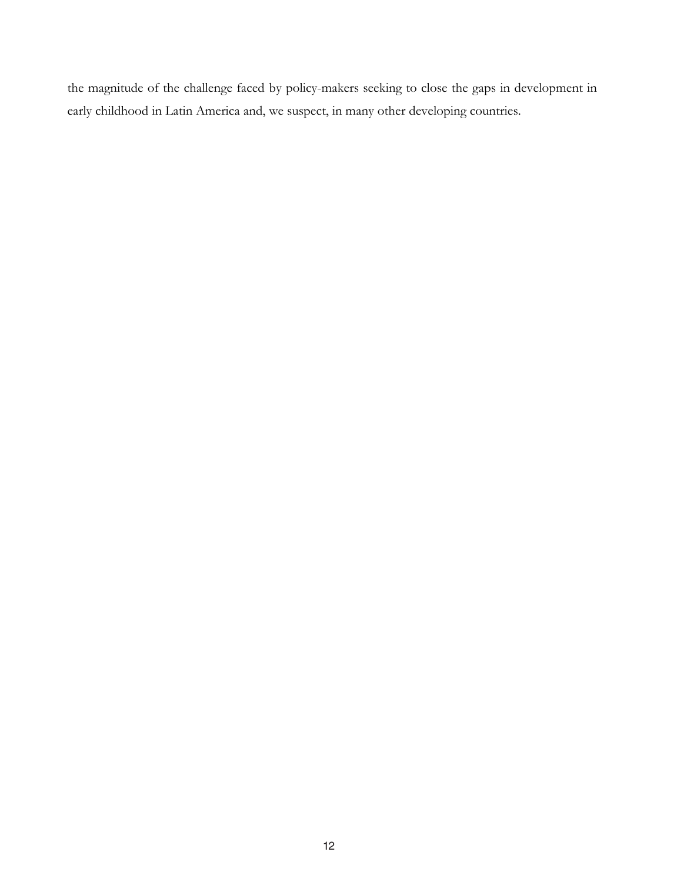the magnitude of the challenge faced by policy-makers seeking to close the gaps in development in early childhood in Latin America and, we suspect, in many other developing countries.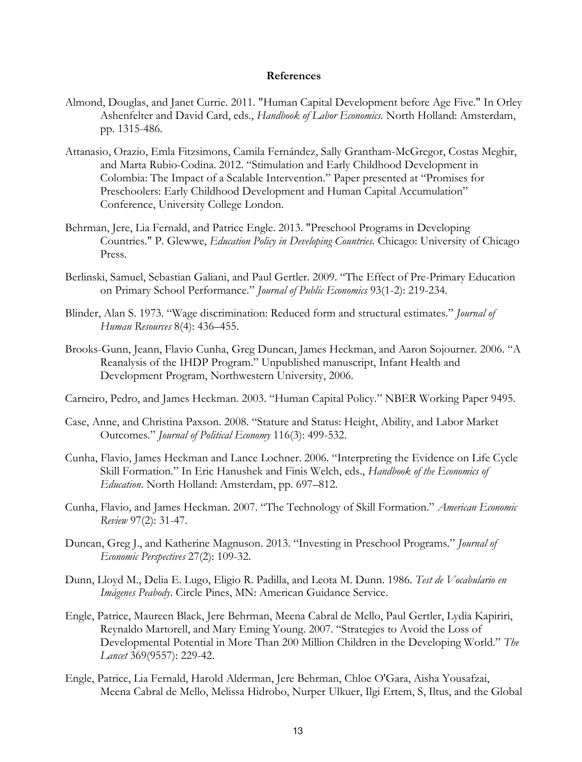## References

Almond, Douglas, and Janet Currie. 2011. "Human Capital Development before Age Five." In Orley Ashenfelter and David Card, eds., *Handbook of Labor Economics.* North Holland: Amsterdam, pp. 1315-486.

Attanasio, Orazio, Emla Fitzsimons, Camila Fernández, Sally Grantham-McGregor, Costas Meghir, and Marta Rubio-Codina. 2012. "Stimulation and Early Childhood Development in Colombia: The Impact of a Scalable Intervention." Paper presented at "Promises for Preschoolers: Early Childhood Development and Human Capital Accumulation" Conference, University College London.

Behrman, Jere, Lia Fernald, and Patrice Engle. 2013. "Preschool Programs in Developing Countries." P. Glewwe, *Education Policy in Developing Countries.* Chicago: University of Chicago Press.

Berlinski, Samuel, Sebastian Galiani, and Paul Gertler. 2009. "The Effect of Pre-Primary Education on Primary School Performance." *Journal of Public Economics* 93(1-2): 219-234.

Blinder, Alan S. 1973. "Wage discrimination: Reduced form and structural estimates." *Journal of Human Resources* 8(4): 436–455.

Brooks-Gunn, Jeann, Flavio Cunha, Greg Duncan, James Heckman, and Aaron Sojourner. 2006. "A Reanalysis of the IHDP Program." Unpublished manuscript, Infant Health and Development Program, Northwestern University, 2006.

Carneiro, Pedro, and James Heckman. 2003. "Human Capital Policy." NBER Working Paper 9495.

Case, Anne, and Christina Paxson. 2008. "Stature and Status: Height, Ability, and Labor Market Outcomes." *Journal of Political Economy* 116(3): 499-532.

Cunha, Flavio, James Heckman and Lance Lochner. 2006. "Interpreting the Evidence on Life Cycle Skill Formation." In Eric Hanushek and Finis Welch, eds., *Handbook of the Economics of Education*. North Holland: Amsterdam, pp. 697–812.

Cunha, Flavio, and James Heckman. 2007. "The Technology of Skill Formation." *American Economic Review* 97(2): 31-47.

Duncan, Greg J., and Katherine Magnuson. 2013. "Investing in Preschool Programs." *Journal of Economic Perspectives* 27(2): 109-32.

Dunn, Lloyd M., Delia E. Lugo, Eligio R. Padilla, and Leota M. Dunn. 1986. *Test de Vocabulario en Imágenes Peabody.* Circle Pines, MN: American Guidance Service.

Engle, Patrice, Maureen Black, Jere Behrman, Meena Cabral de Mello, Paul Gertler, Lydia Kapiriri, Reynaldo Martorell, and Mary Eming Young. 2007. "Strategies to Avoid the Loss of Developmental Potential in More Than 200 Million Children in the Developing World." *The Lancet* 369(9557): 229-42.

Engle, Patrice, Lia Fernald, Harold Alderman, Jere Behrman, Chloe O'Gara, Aisha Yousafzai, Meena Cabral de Mello, Melissa Hidrobo, Nurper Ulkuer, Ilgi Ertem, S, Iltus, and the Global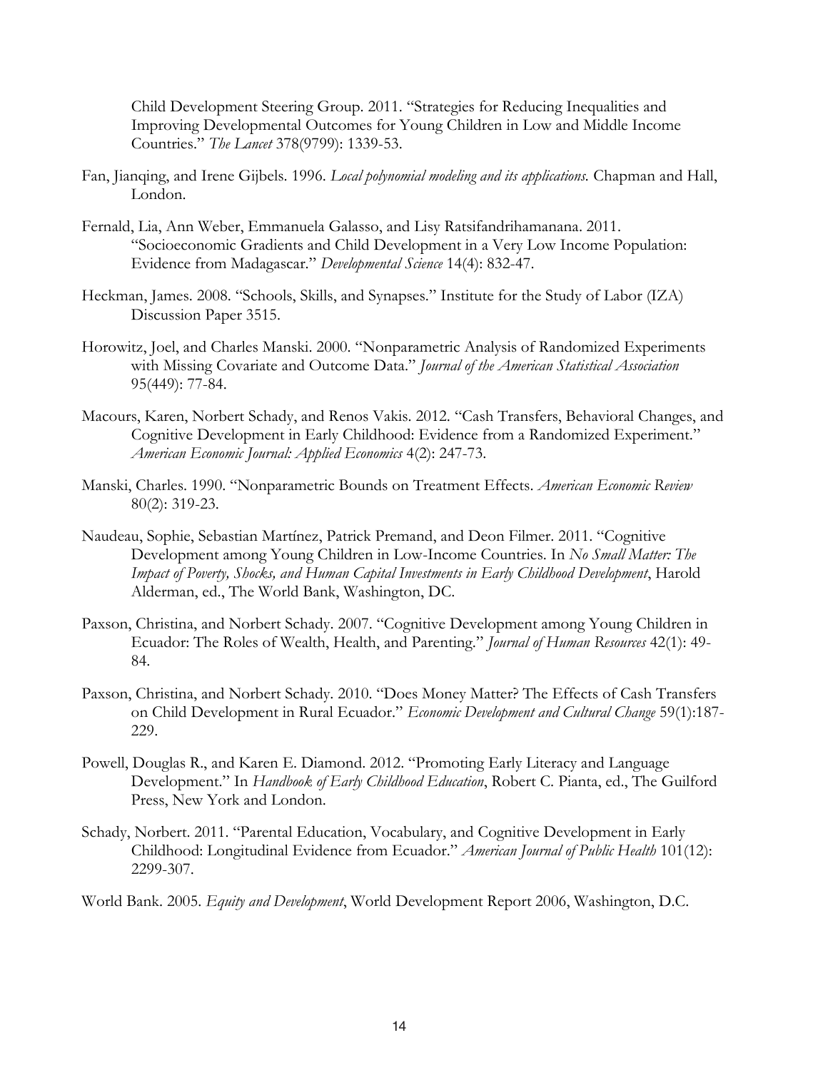Child Development Steering Group. 2011. "Strategies for Reducing Inequalities and Improving Developmental Outcomes for Young Children in Low and Middle Income Countries." *The Lancet* 378(9799): 1339-53.

Fan, Jianqing, and Irene Gijbels. 1996. *Local polynomial modeling and its applications.* Chapman and Hall, London.

Fernald, Lia, Ann Weber, Emmanuela Galasso, and Lisy Ratsifandrihamanana. 2011. "Socioeconomic Gradients and Child Development in a Very Low Income Population: Evidence from Madagascar." *Developmental Science* 14(4): 832-47.

Heckman, James. 2008. "Schools, Skills, and Synapses." Institute for the Study of Labor (IZA) Discussion Paper 3515.

Horowitz, Joel, and Charles Manski. 2000. "Nonparametric Analysis of Randomized Experiments with Missing Covariate and Outcome Data." *Journal of the American Statistical Association* 95(449): 77-84.

Macours, Karen, Norbert Schady, and Renos Vakis. 2012. "Cash Transfers, Behavioral Changes, and Cognitive Development in Early Childhood: Evidence from a Randomized Experiment." *American Economic Journal: Applied Economics* 4(2): 247-73.

Manski, Charles. 1990. "Nonparametric Bounds on Treatment Effects. *American Economic Review* 80(2): 319-23.

Naudeau, Sophie, Sebastian Martínez, Patrick Premand, and Deon Filmer. 2011. "Cognitive Development among Young Children in Low-Income Countries. In *No Small Matter: The Impact of Poverty, Shocks, and Human Capital Investments in Early Childhood Development*, Harold Alderman, ed., The World Bank, Washington, DC.

Paxson, Christina, and Norbert Schady. 2007. "Cognitive Development among Young Children in Ecuador: The Roles of Wealth, Health, and Parenting." *Journal of Human Resources* 42(1): 49-84.

Paxson, Christina, and Norbert Schady. 2010. "Does Money Matter? The Effects of Cash Transfers on Child Development in Rural Ecuador." *Economic Development and Cultural Change* 59(1):187-229.

Powell, Douglas R., and Karen E. Diamond. 2012. "Promoting Early Literacy and Language Development." In *Handbook of Early Childhood Education*, Robert C. Pianta, ed., The Guilford Press, New York and London.

Schady, Norbert. 2011. "Parental Education, Vocabulary, and Cognitive Development in Early Childhood: Longitudinal Evidence from Ecuador." *American Journal of Public Health* 101(12): 2299-307.

World Bank. 2005. *Equity and Development*, World Development Report 2006, Washington, D.C.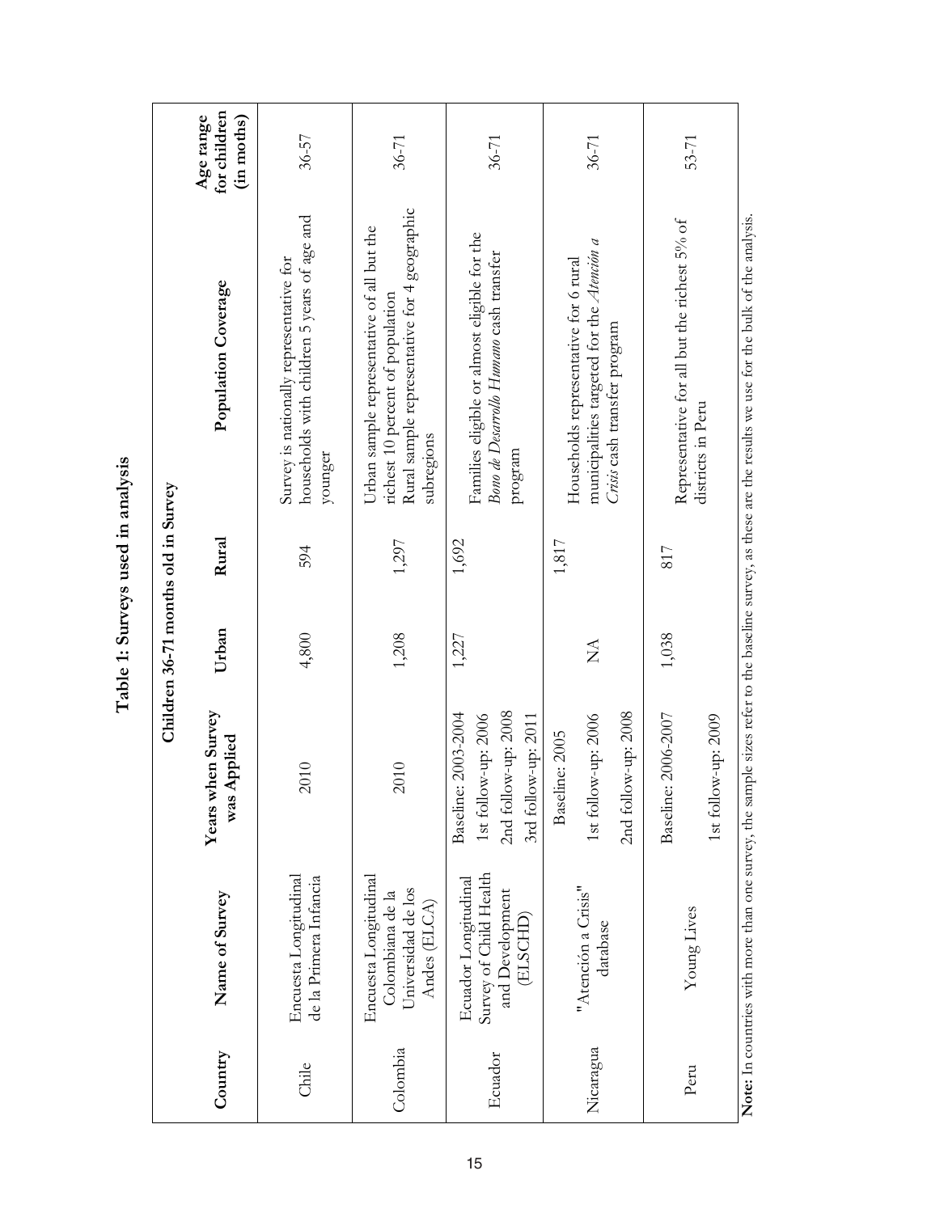**Table 1: Surveys used in analysis**

| Country | Name of Survey | Years when Survey was Applied | Children 36-71 months old in Survey | | Population Coverage | Age range for children (in moths) |
|---|---|---|---|---|---|---|
| | | | Urban | Rural | | |
| Chile | Encuesta Longitudinal de la Primera Infancia | 2010 | 4,800 | 594 | Survey is nationally representative for households with children 5 years of age and younger | 36-57 |
| Colombia | Encuesta Longitudinal Colombiana de la Universidad de los Andes (ELCA) | 2010 | 1,208 | 1,297 | Urban sample representative of all but the richest 10 percent of population<br>Rural sample representative for 4 geographic subregions | 36-71 |
| Ecuador | Ecuador Longitudinal Survey of Child Health and Development (ELSCHD) | Baseline: 2003-2004<br>1st follow-up: 2006<br>2nd follow-up: 2008<br>3rd follow-up: 2011 | 1,227 | 1,692 | Families eligible or almost eligible for the *Bono de Desarrollo Humano* cash transfer program | 36-71 |
| Nicaragua | "Atención a Crisis" database | Baseline: 2005<br>1st follow-up: 2006<br>2nd follow-up: 2008 | NA | 1,817 | Households representative for 6 rural municipalities targeted for the *Atención a Crisis* cash transfer program | 36-71 |
| Peru | Young Lives | Baseline: 2006-2007<br>1st follow-up: 2009 | 1,038 | 817 | Representative for all but the richest 5% of districts in Peru | 53-71 |

**Note:** In countries with more than one survey, the sample sizes refer to the baseline survey, as these are the results we use for the bulk of the analysis.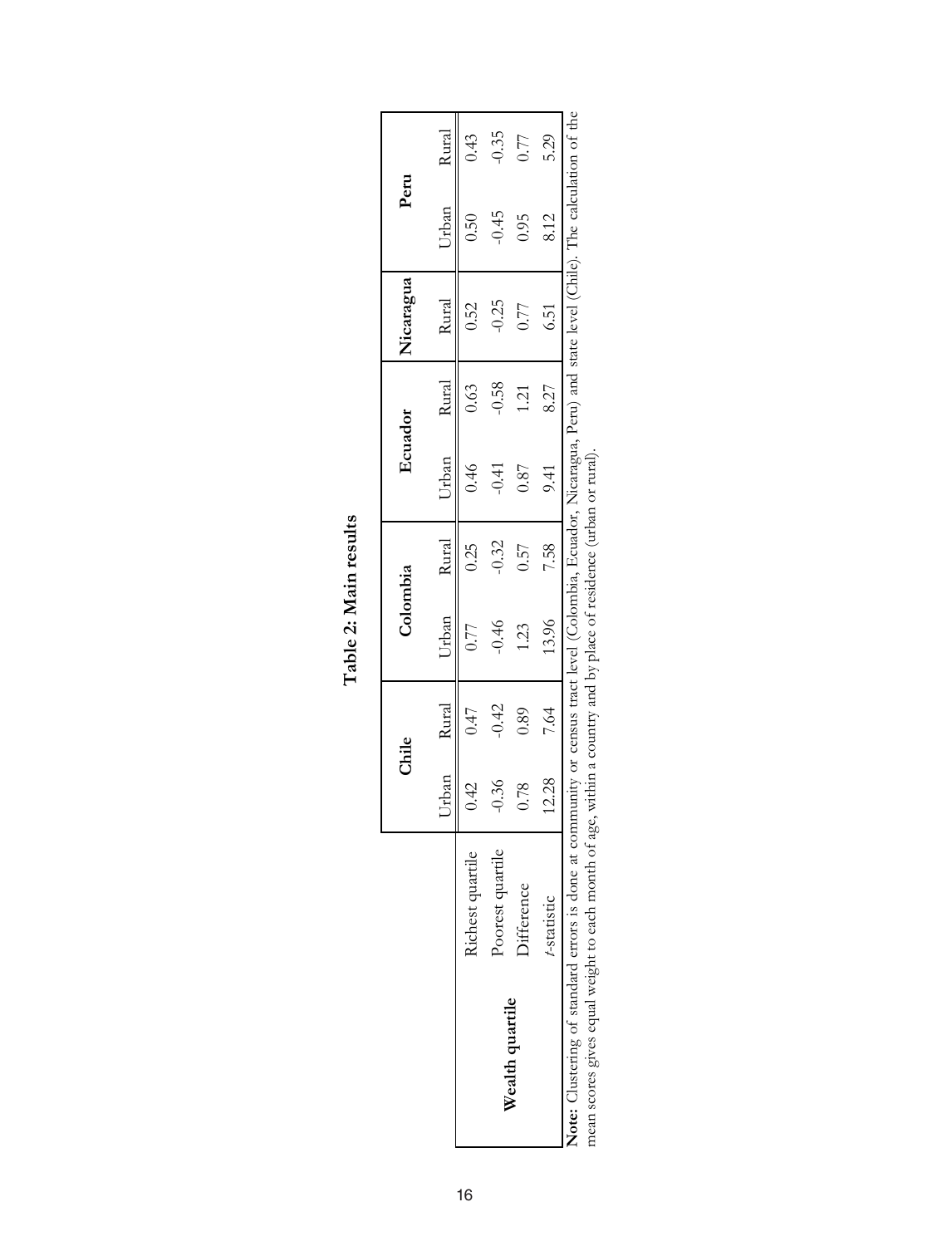**Table 2: Main results**

| | | Chile | | Colombia | | Ecuador | | Nicaragua | Peru | |
|---|---|---|---|---|---|---|---|---|---|---|
| | | Urban | Rural | Urban | Rural | Urban | Rural | Rural | Urban | Rural |
| **Wealth quartile** | Richest quartile | 0.42 | 0.47 | 0.77 | 0.25 | 0.46 | 0.63 | 0.52 | 0.50 | 0.43 |
| | Poorest quartile | -0.36 | -0.42 | -0.46 | -0.32 | -0.41 | -0.58 | -0.25 | -0.45 | -0.35 |
| | Difference | 0.78 | 0.89 | 1.23 | 0.57 | 0.87 | 1.21 | 0.77 | 0.95 | 0.77 |
| | *t*-statistic | 12.28 | 7.64 | 13.96 | 7.58 | 9.41 | 8.27 | 6.51 | 8.12 | 5.29 |

**Note:** Clustering of standard errors is done at community or census tract level (Colombia, Ecuador, Nicaragua, Peru) and state level (Chile). The calculation of the mean scores gives equal weight to each month of age, within a country and by place of residence (urban or rural).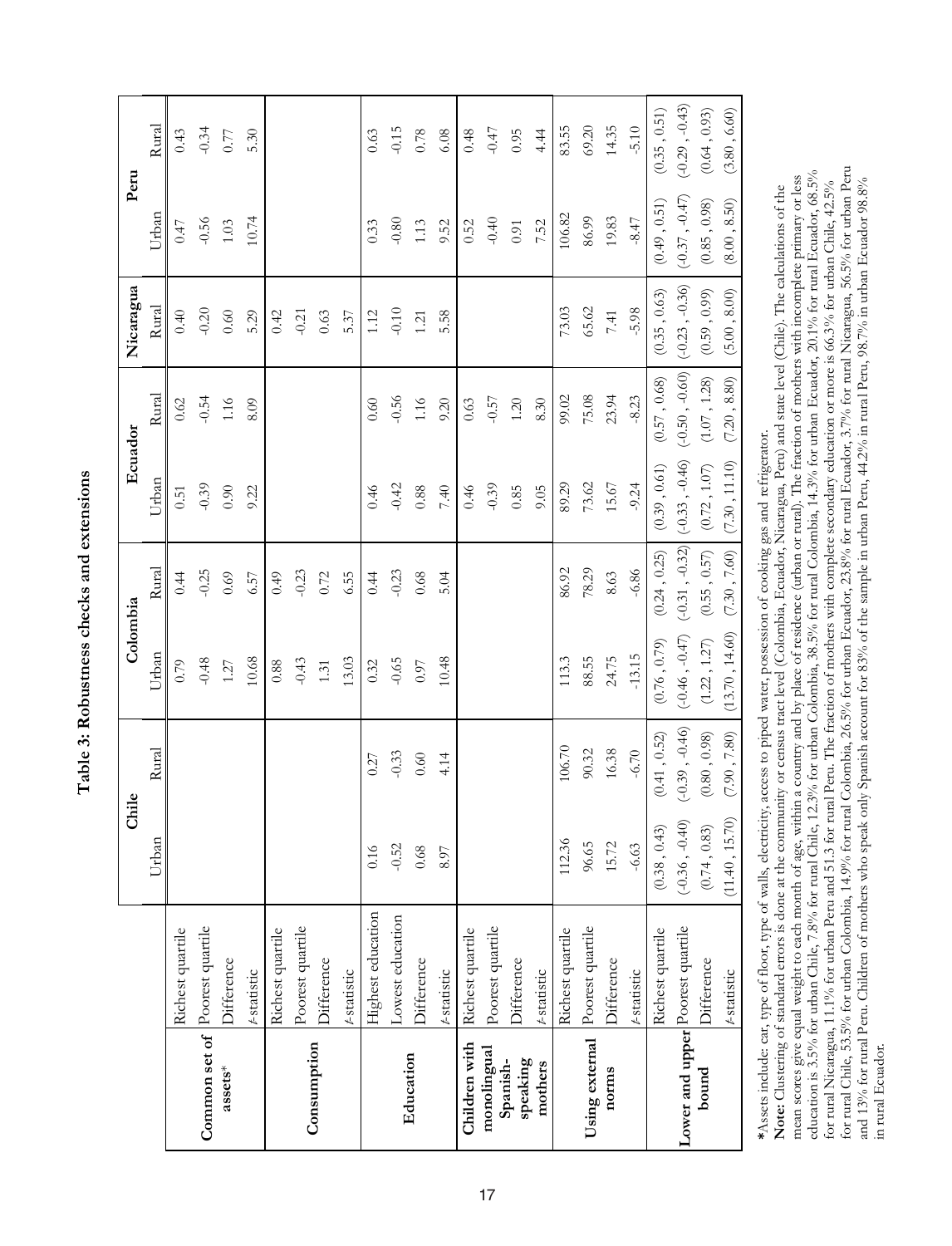**Table 3: Robustness checks and extensions**

| | | Chile | | Colombia | | Ecuador | | Nicaragua | Peru | |
|---|---|---|---|---|---|---|---|---|---|---|
| | | Urban | Rural | Urban | Rural | Urban | Rural | Rural | Urban | Rural |
| **Common set of assets*** | Richest quartile | | | 0.79 | 0.44 | 0.51 | 0.62 | 0.40 | 0.47 | 0.43 |
| | Poorest quartile | | | -0.48 | -0.25 | -0.39 | -0.54 | -0.20 | -0.56 | -0.34 |
| | Difference | | | 1.27 | 0.69 | 0.90 | 1.16 | 0.60 | 1.03 | 0.77 |
| | *t*-statistic | | | 10.68 | 6.57 | 9.22 | 8.09 | 5.29 | 10.74 | 5.30 |
| **Consumption** | Richest quartile | | | 0.88 | 0.49 | | | 0.42 | | |
| | Poorest quartile | | | -0.43 | -0.23 | | | -0.21 | | |
| | Difference | | | 1.31 | 0.72 | | | 0.63 | | |
| | *t*-statistic | | | 13.03 | 6.55 | | | 5.37 | | |
| **Education** | Highest education | 0.16 | 0.27 | 0.32 | 0.44 | 0.46 | 0.60 | 1.12 | 0.33 | 0.63 |
| | Lowest education | -0.52 | -0.33 | -0.65 | -0.23 | -0.42 | -0.56 | -0.10 | -0.80 | -0.15 |
| | Difference | 0.68 | 0.60 | 0.97 | 0.68 | 0.88 | 1.16 | 1.21 | 1.13 | 0.78 |
| | *t*-statistic | 8.97 | 4.14 | 10.48 | 5.04 | 7.40 | 9.20 | 5.58 | 9.52 | 6.08 |
| **Children with monolingual Spanish-speaking mothers** | Richest quartile | | | | | 0.46 | 0.63 | | 0.52 | 0.48 |
| | Poorest quartile | | | | | -0.39 | -0.57 | | -0.40 | -0.47 |
| | Difference | | | | | 0.85 | 1.20 | | 0.91 | 0.95 |
| | *t*-statistic | | | | | 9.05 | 8.30 | | 7.52 | 4.44 |
| **Using external norms** | Richest quartile | 112.36 | 106.70 | 113.3 | 86.92 | 89.29 | 99.02 | 73.03 | 106.82 | 83.55 |
| | Poorest quartile | 96.65 | 90.32 | 88.55 | 78.29 | 73.62 | 75.08 | 65.62 | 86.99 | 69.20 |
| | Difference | 15.72 | 16.38 | 24.75 | 8.63 | 15.67 | 23.94 | 7.41 | 19.83 | 14.35 |
| | *t*-statistic | -6.63 | -6.70 | -13.15 | -6.86 | -9.24 | -8.23 | -5.98 | -8.47 | -5.10 |
| **Lower and upper bound** | Richest quartile | (0.38 , 0.43) | (0.41 , 0.52) | (0.76 , 0.79) | (0.24 , 0.25) | (0.39 , 0.61) | (0.57 , 0.68) | (0.35 , 0.63) | (0.49 , 0.51) | (0.35 , 0.51) |
| | Poorest quartile | (-0.36 , -0.40) | (-0.39 , -0.46) | (-0.46 , -0.47) | (-0.31 , -0.32) | (-0.33 , -0.46) | (-0.50 , -0.60) | (-0.23 , -0.36) | (-0.37 , -0.47) | (-0.29 , -0.43) |
| | Difference | (0.74 , 0.83) | (0.80 , 0.98) | (1.22 , 1.27) | (0.55 , 0.57) | (0.72 , 1.07) | (1.07 , 1.28) | (0.59 , 0.99) | (0.85 , 0.98) | (0.64 , 0.93) |
| | *t*-statistic | (11.40 , 15.70) | (7.90 , 7.80) | (13.70 , 14.60) | (7.30 , 7.60) | (7.30 , 11.10) | (7.20 , 8.80) | (5.00 , 8.00) | (8.00 , 8.50) | (3.80 , 6.60) |

**\***Assets include: car, type of walls, electricity, access to piped water, possession of cooking gas and refrigerator.

**Note:** Clustering of standard errors is done at the community or census tract level (Colombia, Ecuador, Nicaragua, Peru) and state level (Chile). The calculations of the mean scores give equal weight to each month of age, within a country and by place of residence (urban or rural). The fraction of mothers with incomplete primary or less education is 3.5% for urban Chile, 7.8% for rural Chile, 12.3% for urban Colombia, 38.5% for rural Colombia, 14.3% for urban Ecuador, 20.1% for rural Ecuador, 68.5% for rural Nicaragua, 11.1% for urban Peru and 51.3 for rural Peru. The fraction of mothers with complete secondary education or more is 66.3% for urban Chile, 42.5% for rural Chile, 53.5% for urban Colombia, 14.9% for rural Colombia, 26.5% for urban Ecuador, 23.8% for rural Ecuador, 3.7% for rural Nicaragua, 56.5% for urban Peru and 13% for rural Peru. Children of mothers who speak only Spanish account for 83% of the sample in urban Peru, 44.2% in rural Peru, 98.7% in urban Ecuador 98.8% in rural Ecuador.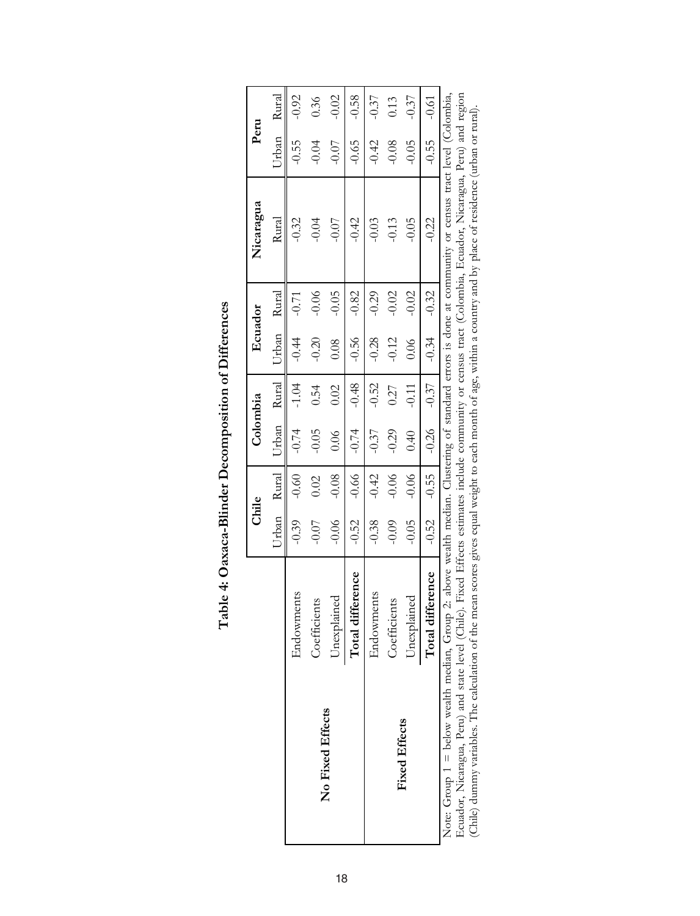## Table 4: Oaxaca-Blinder Decomposition of Differences

| | | Chile | | Colombia | | Ecuador | | Nicaragua | Peru | |
|---|---|---|---|---|---|---|---|---|---|---|
| | | Urban | Rural | Urban | Rural | Urban | Rural | Rural | Urban | Rural |
| **No Fixed Effects** | Endowments | -0.39 | -0.60 | -0.74 | -1.04 | -0.44 | -0.71 | -0.32 | -0.55 | -0.92 |
| | Coefficients | -0.07 | 0.02 | -0.05 | 0.54 | -0.20 | -0.06 | -0.04 | -0.04 | 0.36 |
| | Unexplained | -0.06 | -0.08 | 0.06 | 0.02 | 0.08 | -0.05 | -0.07 | -0.07 | -0.02 |
| | **Total difference** | -0.52 | -0.66 | -0.74 | -0.48 | -0.56 | -0.82 | -0.42 | -0.65 | -0.58 |
| **Fixed Effects** | Endowments | -0.38 | -0.42 | -0.37 | -0.52 | -0.28 | -0.29 | -0.03 | -0.42 | -0.37 |
| | Coefficients | -0.09 | -0.06 | -0.29 | 0.27 | -0.12 | -0.02 | -0.13 | -0.08 | 0.13 |
| | Unexplained | -0.05 | -0.06 | 0.40 | -0.11 | 0.06 | -0.02 | -0.05 | -0.05 | -0.37 |
| | **Total difference** | -0.52 | -0.55 | -0.26 | -0.37 | -0.34 | -0.32 | -0.22 | -0.55 | -0.61 |

Note: Group 1 = below wealth median, Group 2: above wealth median. Clustering of standard errors is done at community or census tract level (Colombia, Ecuador, Nicaragua, Peru) and state level (Chile). Fixed Effects estimates include community or census tract (Colombia, Ecuador, Nicaragua, Peru) and region (Chile) dummy variables. The calculation of the mean scores gives equal weight to each month of age, within a country and by place of residence (urban or rural).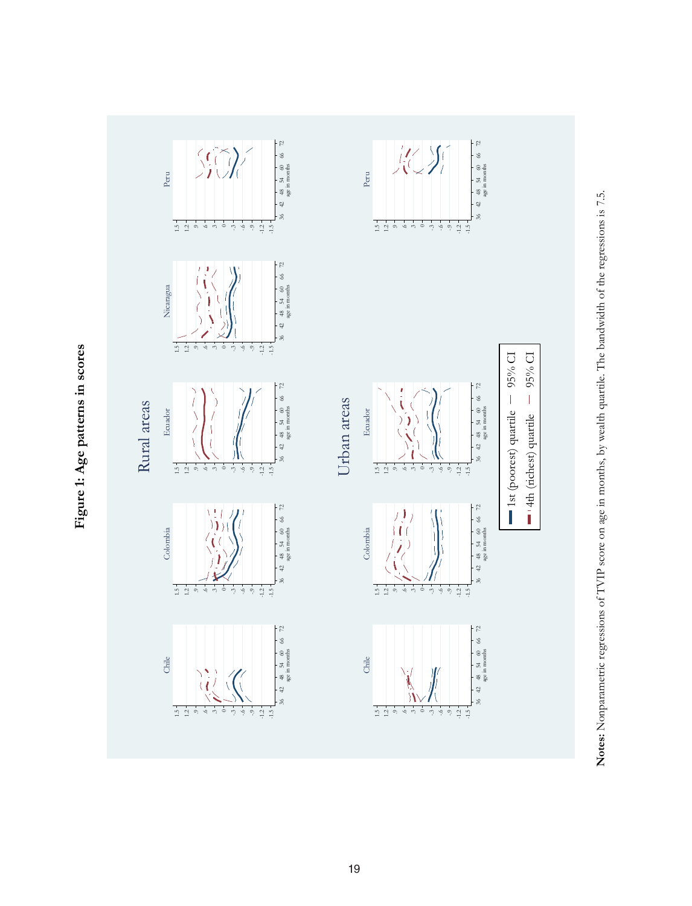**Figure 1: Age patterns in scores**

**Notes:** Nonparametric regressions of TVIP score on age in months, by wealth quartile. The bandwidth of the regressions is 7.5.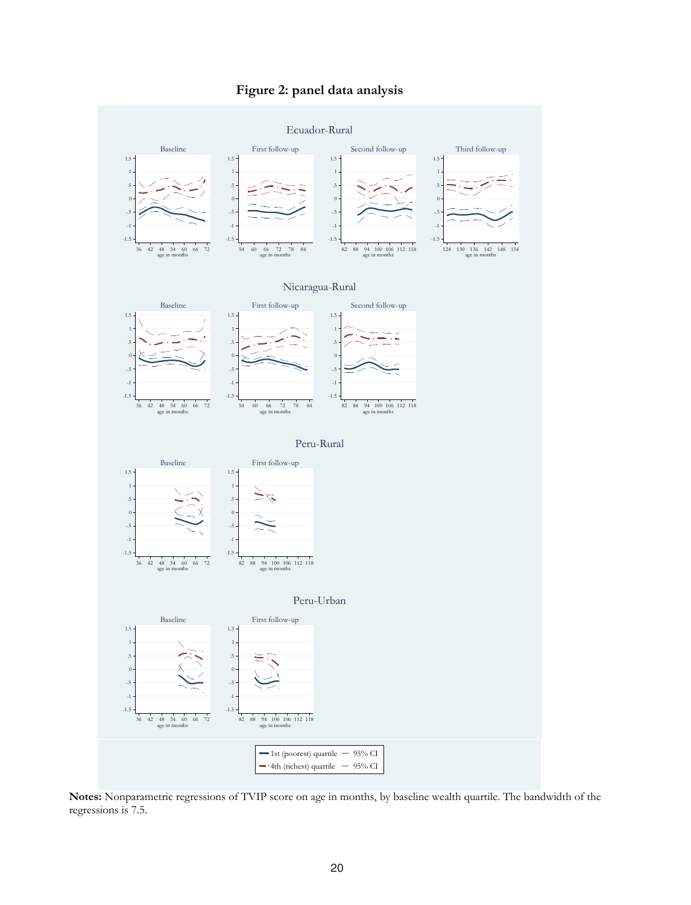**Figure 2: panel data analysis**

**Notes:** Nonparametric regressions of TVIP score on age in months, by baseline wealth quartile. The bandwidth of the regressions is 7.5.